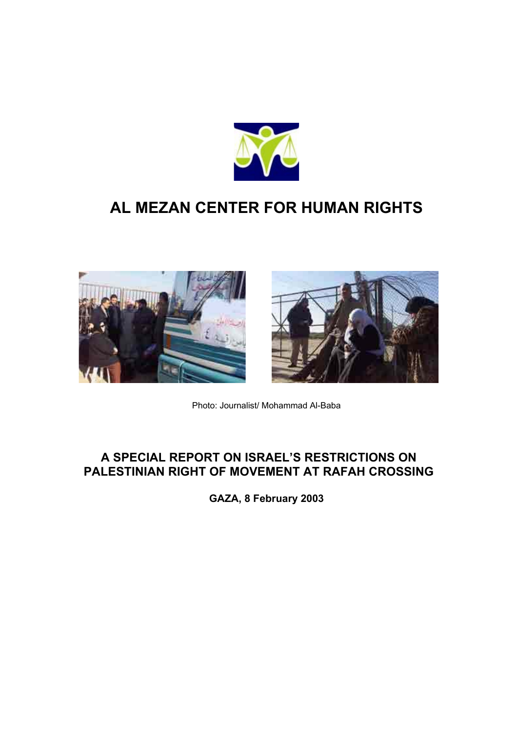# AL MEZAN CENTER FOR HUMAN RIGHTS

Photo: Journalist/ Mohammad Al-Baba

## A SPECIAL REPORT ON ISRAEL'S RESTRICTIONS ON PALESTINIAN RIGHT OF MOVEMENT AT RAFAH CROSSING

**GAZA, 8 February 2003**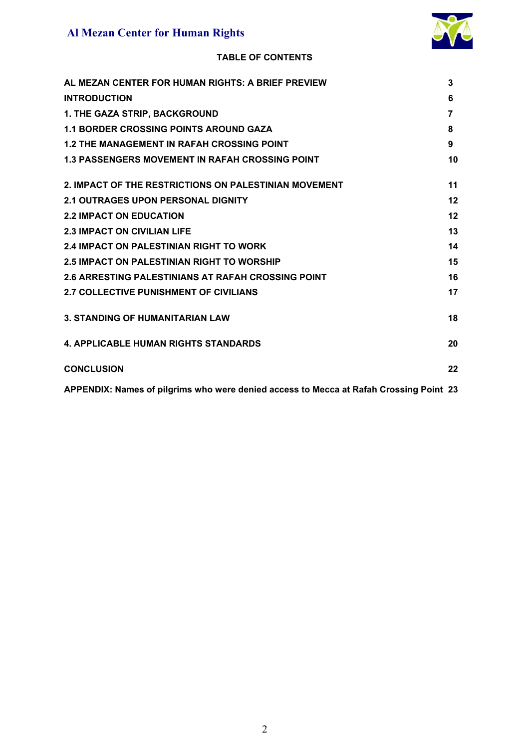**TABLE OF CONTENTS**

| | |
|---|---|
| AL MEZAN CENTER FOR HUMAN RIGHTS: A BRIEF PREVIEW | 3 |
| INTRODUCTION | 6 |
| 1. THE GAZA STRIP, BACKGROUND | 7 |
| 1.1 BORDER CROSSING POINTS AROUND GAZA | 8 |
| 1.2 THE MANAGEMENT IN RAFAH CROSSING POINT | 9 |
| 1.3 PASSENGERS MOVEMENT IN RAFAH CROSSING POINT | 10 |
| 2. IMPACT OF THE RESTRICTIONS ON PALESTINIAN MOVEMENT | 11 |
| 2.1 OUTRAGES UPON PERSONAL DIGNITY | 12 |
| 2.2 IMPACT ON EDUCATION | 12 |
| 2.3 IMPACT ON CIVILIAN LIFE | 13 |
| 2.4 IMPACT ON PALESTINIAN RIGHT TO WORK | 14 |
| 2.5 IMPACT ON PALESTINIAN RIGHT TO WORSHIP | 15 |
| 2.6 ARRESTING PALESTINIANS AT RAFAH CROSSING POINT | 16 |
| 2.7 COLLECTIVE PUNISHMENT OF CIVILIANS | 17 |
| 3. STANDING OF HUMANITARIAN LAW | 18 |
| 4. APPLICABLE HUMAN RIGHTS STANDARDS | 20 |
| CONCLUSION | 22 |
| APPENDIX: Names of pilgrims who were denied access to Mecca at Rafah Crossing Point | 23 |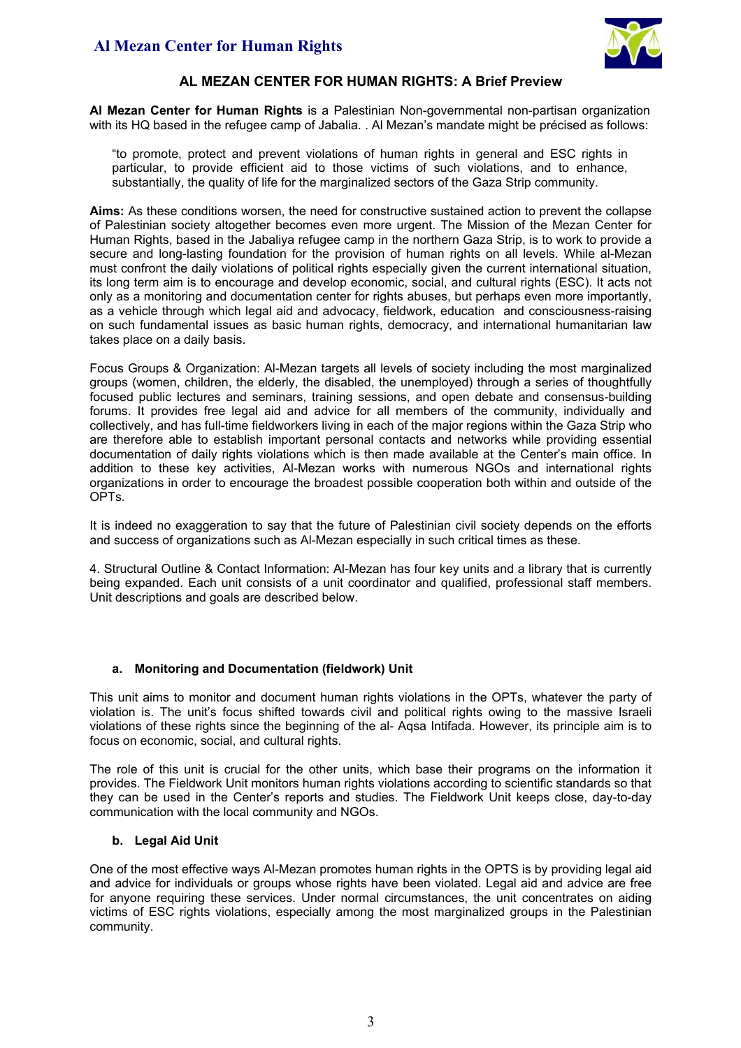## AL MEZAN CENTER FOR HUMAN RIGHTS: A Brief Preview

**Al Mezan Center for Human Rights** is a Palestinian Non-governmental non-partisan organization with its HQ based in the refugee camp of Jabalia. . Al Mezan's mandate might be précised as follows:

> "to promote, protect and prevent violations of human rights in general and ESC rights in particular, to provide efficient aid to those victims of such violations, and to enhance, substantially, the quality of life for the marginalized sectors of the Gaza Strip community.

**Aims:** As these conditions worsen, the need for constructive sustained action to prevent the collapse of Palestinian society altogether becomes even more urgent. The Mission of the Mezan Center for Human Rights, based in the Jabaliya refugee camp in the northern Gaza Strip, is to work to provide a secure and long-lasting foundation for the provision of human rights on all levels. While al-Mezan must confront the daily violations of political rights especially given the current international situation, its long term aim is to encourage and develop economic, social, and cultural rights (ESC). It acts not only as a monitoring and documentation center for rights abuses, but perhaps even more importantly, as a vehicle through which legal aid and advocacy, fieldwork, education and consciousness-raising on such fundamental issues as basic human rights, democracy, and international humanitarian law takes place on a daily basis.

Focus Groups & Organization: Al-Mezan targets all levels of society including the most marginalized groups (women, children, the elderly, the disabled, the unemployed) through a series of thoughtfully focused public lectures and seminars, training sessions, and open debate and consensus-building forums. It provides free legal aid and advice for all members of the community, individually and collectively, and has full-time fieldworkers living in each of the major regions within the Gaza Strip who are therefore able to establish important personal contacts and networks while providing essential documentation of daily rights violations which is then made available at the Center's main office. In addition to these key activities, Al-Mezan works with numerous NGOs and international rights organizations in order to encourage the broadest possible cooperation both within and outside of the OPTs.

It is indeed no exaggeration to say that the future of Palestinian civil society depends on the efforts and success of organizations such as Al-Mezan especially in such critical times as these.

4. Structural Outline & Contact Information: Al-Mezan has four key units and a library that is currently being expanded. Each unit consists of a unit coordinator and qualified, professional staff members. Unit descriptions and goals are described below.

### a. Monitoring and Documentation (fieldwork) Unit

This unit aims to monitor and document human rights violations in the OPTs, whatever the party of violation is. The unit's focus shifted towards civil and political rights owing to the massive Israeli violations of these rights since the beginning of the al- Aqsa Intifada. However, its principle aim is to focus on economic, social, and cultural rights.

The role of this unit is crucial for the other units, which base their programs on the information it provides. The Fieldwork Unit monitors human rights violations according to scientific standards so that they can be used in the Center's reports and studies. The Fieldwork Unit keeps close, day-to-day communication with the local community and NGOs.

### b. Legal Aid Unit

One of the most effective ways Al-Mezan promotes human rights in the OPTS is by providing legal aid and advice for individuals or groups whose rights have been violated. Legal aid and advice are free for anyone requiring these services. Under normal circumstances, the unit concentrates on aiding victims of ESC rights violations, especially among the most marginalized groups in the Palestinian community.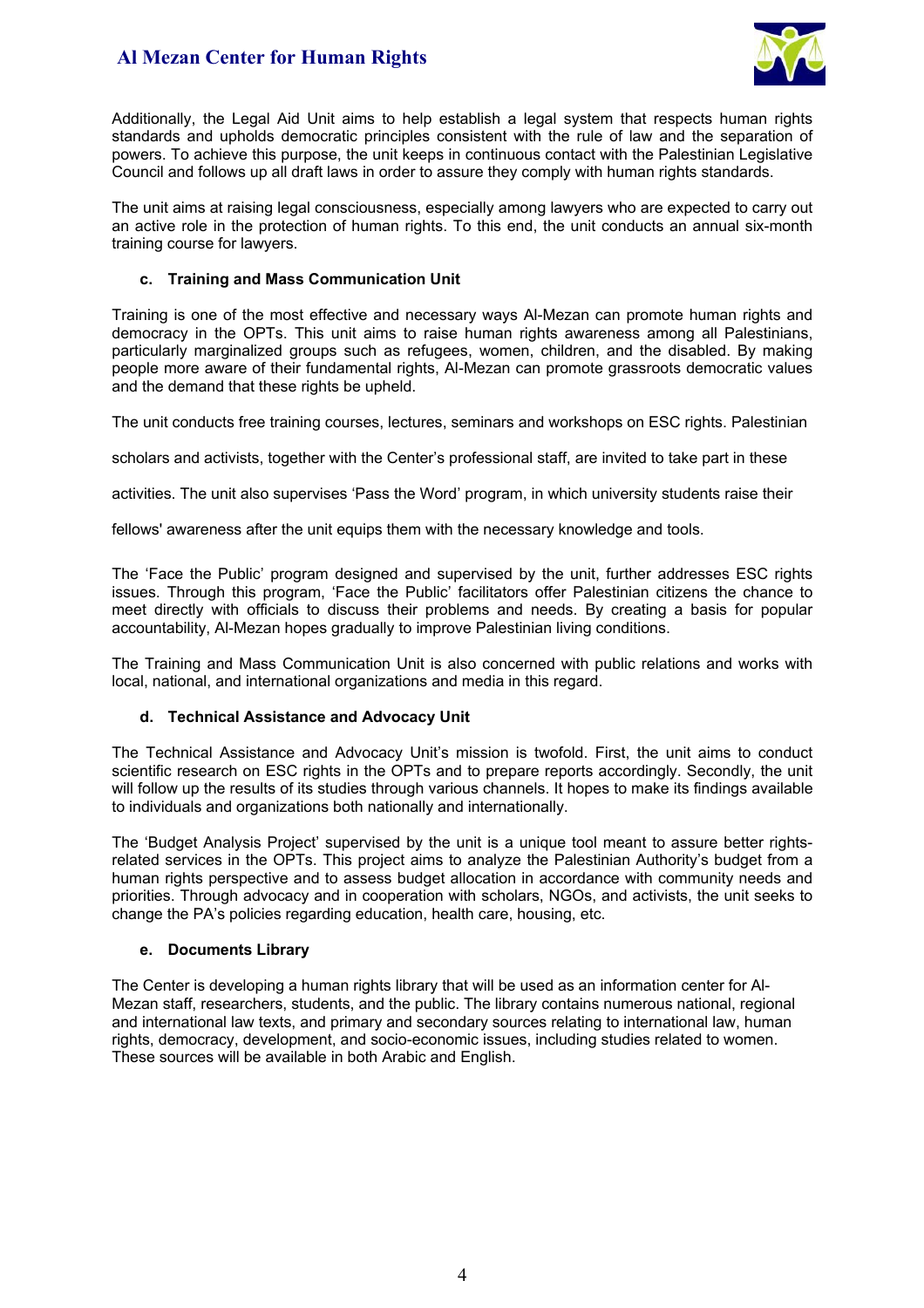Additionally, the Legal Aid Unit aims to help establish a legal system that respects human rights standards and upholds democratic principles consistent with the rule of law and the separation of powers. To achieve this purpose, the unit keeps in continuous contact with the Palestinian Legislative Council and follows up all draft laws in order to assure they comply with human rights standards.

The unit aims at raising legal consciousness, especially among lawyers who are expected to carry out an active role in the protection of human rights. To this end, the unit conducts an annual six-month training course for lawyers.

#### c. Training and Mass Communication Unit

Training is one of the most effective and necessary ways Al-Mezan can promote human rights and democracy in the OPTs. This unit aims to raise human rights awareness among all Palestinians, particularly marginalized groups such as refugees, women, children, and the disabled. By making people more aware of their fundamental rights, Al-Mezan can promote grassroots democratic values and the demand that these rights be upheld.

The unit conducts free training courses, lectures, seminars and workshops on ESC rights. Palestinian scholars and activists, together with the Center's professional staff, are invited to take part in these activities. The unit also supervises 'Pass the Word' program, in which university students raise their fellows' awareness after the unit equips them with the necessary knowledge and tools.

The 'Face the Public' program designed and supervised by the unit, further addresses ESC rights issues. Through this program, 'Face the Public' facilitators offer Palestinian citizens the chance to meet directly with officials to discuss their problems and needs. By creating a basis for popular accountability, Al-Mezan hopes gradually to improve Palestinian living conditions.

The Training and Mass Communication Unit is also concerned with public relations and works with local, national, and international organizations and media in this regard.

#### d. Technical Assistance and Advocacy Unit

The Technical Assistance and Advocacy Unit's mission is twofold. First, the unit aims to conduct scientific research on ESC rights in the OPTs and to prepare reports accordingly. Secondly, the unit will follow up the results of its studies through various channels. It hopes to make its findings available to individuals and organizations both nationally and internationally.

The 'Budget Analysis Project' supervised by the unit is a unique tool meant to assure better rights-related services in the OPTs. This project aims to analyze the Palestinian Authority's budget from a human rights perspective and to assess budget allocation in accordance with community needs and priorities. Through advocacy and in cooperation with scholars, NGOs, and activists, the unit seeks to change the PA's policies regarding education, health care, housing, etc.

#### e. Documents Library

The Center is developing a human rights library that will be used as an information center for Al-Mezan staff, researchers, students, and the public. The library contains numerous national, regional and international law texts, and primary and secondary sources relating to international law, human rights, democracy, development, and socio-economic issues, including studies related to women. These sources will be available in both Arabic and English.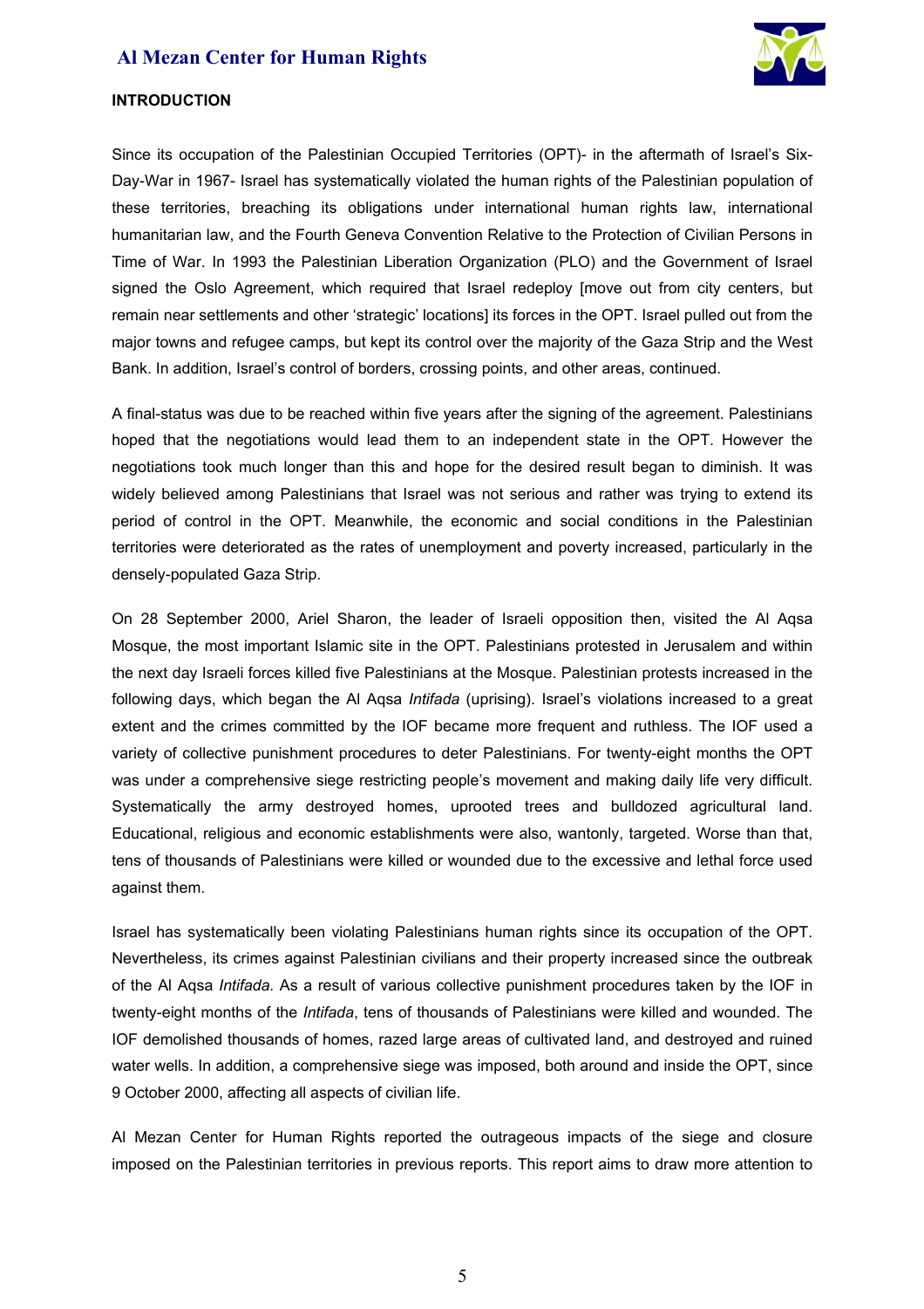## INTRODUCTION

Since its occupation of the Palestinian Occupied Territories (OPT)- in the aftermath of Israel's Six-Day-War in 1967- Israel has systematically violated the human rights of the Palestinian population of these territories, breaching its obligations under international human rights law, international humanitarian law, and the Fourth Geneva Convention Relative to the Protection of Civilian Persons in Time of War. In 1993 the Palestinian Liberation Organization (PLO) and the Government of Israel signed the Oslo Agreement, which required that Israel redeploy [move out from city centers, but remain near settlements and other 'strategic' locations] its forces in the OPT. Israel pulled out from the major towns and refugee camps, but kept its control over the majority of the Gaza Strip and the West Bank. In addition, Israel's control of borders, crossing points, and other areas, continued.

A final-status was due to be reached within five years after the signing of the agreement. Palestinians hoped that the negotiations would lead them to an independent state in the OPT. However the negotiations took much longer than this and hope for the desired result began to diminish. It was widely believed among Palestinians that Israel was not serious and rather was trying to extend its period of control in the OPT. Meanwhile, the economic and social conditions in the Palestinian territories were deteriorated as the rates of unemployment and poverty increased, particularly in the densely-populated Gaza Strip.

On 28 September 2000, Ariel Sharon, the leader of Israeli opposition then, visited the Al Aqsa Mosque, the most important Islamic site in the OPT. Palestinians protested in Jerusalem and within the next day Israeli forces killed five Palestinians at the Mosque. Palestinian protests increased in the following days, which began the Al Aqsa *Intifada* (uprising). Israel's violations increased to a great extent and the crimes committed by the IOF became more frequent and ruthless. The IOF used a variety of collective punishment procedures to deter Palestinians. For twenty-eight months the OPT was under a comprehensive siege restricting people's movement and making daily life very difficult. Systematically the army destroyed homes, uprooted trees and bulldozed agricultural land. Educational, religious and economic establishments were also, wantonly, targeted. Worse than that, tens of thousands of Palestinians were killed or wounded due to the excessive and lethal force used against them.

Israel has systematically been violating Palestinians human rights since its occupation of the OPT. Nevertheless, its crimes against Palestinian civilians and their property increased since the outbreak of the Al Aqsa *Intifada.* As a result of various collective punishment procedures taken by the IOF in twenty-eight months of the *Intifada*, tens of thousands of Palestinians were killed and wounded. The IOF demolished thousands of homes, razed large areas of cultivated land, and destroyed and ruined water wells. In addition, a comprehensive siege was imposed, both around and inside the OPT, since 9 October 2000, affecting all aspects of civilian life.

Al Mezan Center for Human Rights reported the outrageous impacts of the siege and closure imposed on the Palestinian territories in previous reports. This report aims to draw more attention to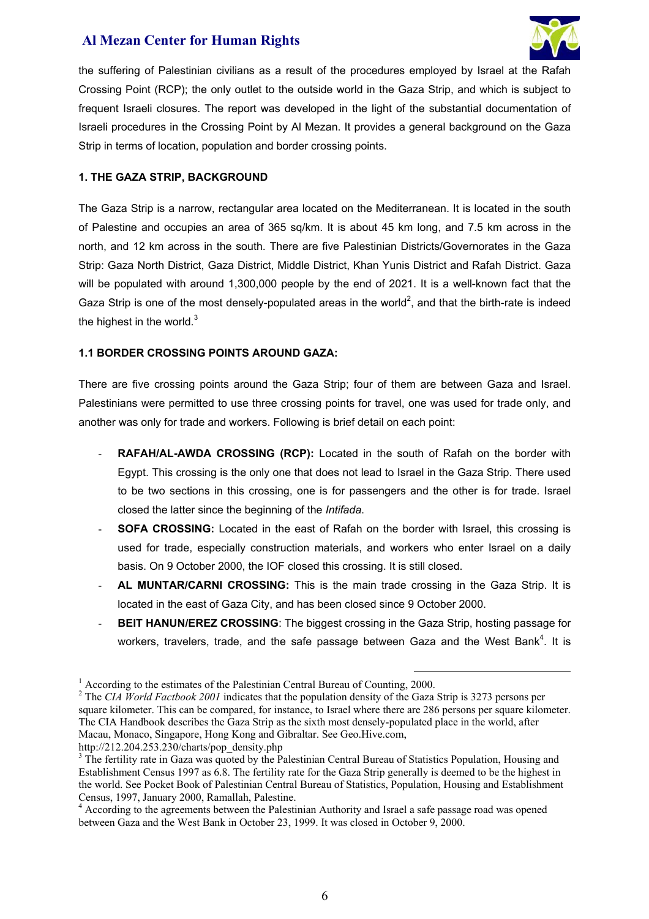the suffering of Palestinian civilians as a result of the procedures employed by Israel at the Rafah Crossing Point (RCP); the only outlet to the outside world in the Gaza Strip, and which is subject to frequent Israeli closures. The report was developed in the light of the substantial documentation of Israeli procedures in the Crossing Point by Al Mezan. It provides a general background on the Gaza Strip in terms of location, population and border crossing points.

## 1. THE GAZA STRIP, BACKGROUND

The Gaza Strip is a narrow, rectangular area located on the Mediterranean. It is located in the south of Palestine and occupies an area of 365 sq/km. It is about 45 km long, and 7.5 km across in the north, and 12 km across in the south. There are five Palestinian Districts/Governorates in the Gaza Strip: Gaza North District, Gaza District, Middle District, Khan Yunis District and Rafah District. Gaza will be populated with around 1,300,000 people by the end of 2021. It is a well-known fact that the Gaza Strip is one of the most densely-populated areas in the world[2], and that the birth-rate is indeed the highest in the world.[3]

### 1.1 BORDER CROSSING POINTS AROUND GAZA:

There are five crossing points around the Gaza Strip; four of them are between Gaza and Israel. Palestinians were permitted to use three crossing points for travel, one was used for trade only, and another was only for trade and workers. Following is brief detail on each point:

- **RAFAH/AL-AWDA CROSSING (RCP):** Located in the south of Rafah on the border with Egypt. This crossing is the only one that does not lead to Israel in the Gaza Strip. There used to be two sections in this crossing, one is for passengers and the other is for trade. Israel closed the latter since the beginning of the *Intifada*.
- **SOFA CROSSING:** Located in the east of Rafah on the border with Israel, this crossing is used for trade, especially construction materials, and workers who enter Israel on a daily basis. On 9 October 2000, the IOF closed this crossing. It is still closed.
- **AL MUNTAR/CARNI CROSSING:** This is the main trade crossing in the Gaza Strip. It is located in the east of Gaza City, and has been closed since 9 October 2000.
- **BEIT HANUN/EREZ CROSSING**: The biggest crossing in the Gaza Strip, hosting passage for workers, travelers, trade, and the safe passage between Gaza and the West Bank[4]. It is

---

[1] According to the estimates of the Palestinian Central Bureau of Counting, 2000.

[2] The *CIA World Factbook 2001* indicates that the population density of the Gaza Strip is 3273 persons per square kilometer. This can be compared, for instance, to Israel where there are 286 persons per square kilometer. The CIA Handbook describes the Gaza Strip as the sixth most densely-populated place in the world, after Macau, Monaco, Singapore, Hong Kong and Gibraltar. See Geo.Hive.com, http://212.204.253.230/charts/pop_density.php

[3] The fertility rate in Gaza was quoted by the Palestinian Central Bureau of Statistics Population, Housing and Establishment Census 1997 as 6.8. The fertility rate for the Gaza Strip generally is deemed to be the highest in the world. See Pocket Book of Palestinian Central Bureau of Statistics, Population, Housing and Establishment Census, 1997, January 2000, Ramallah, Palestine.

[4] According to the agreements between the Palestinian Authority and Israel a safe passage road was opened between Gaza and the West Bank in October 23, 1999. It was closed in October 9, 2000.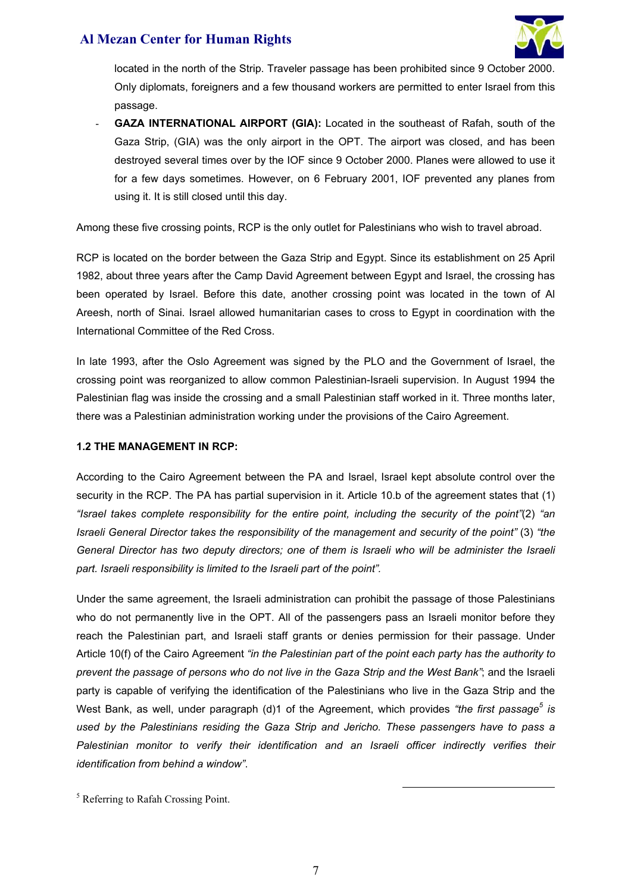located in the north of the Strip. Traveler passage has been prohibited since 9 October 2000. Only diplomats, foreigners and a few thousand workers are permitted to enter Israel from this passage.

- **GAZA INTERNATIONAL AIRPORT (GIA):** Located in the southeast of Rafah, south of the Gaza Strip, (GIA) was the only airport in the OPT. The airport was closed, and has been destroyed several times over by the IOF since 9 October 2000. Planes were allowed to use it for a few days sometimes. However, on 6 February 2001, IOF prevented any planes from using it. It is still closed until this day.

Among these five crossing points, RCP is the only outlet for Palestinians who wish to travel abroad.

RCP is located on the border between the Gaza Strip and Egypt. Since its establishment on 25 April 1982, about three years after the Camp David Agreement between Egypt and Israel, the crossing has been operated by Israel. Before this date, another crossing point was located in the town of Al Areesh, north of Sinai. Israel allowed humanitarian cases to cross to Egypt in coordination with the International Committee of the Red Cross.

In late 1993, after the Oslo Agreement was signed by the PLO and the Government of Israel, the crossing point was reorganized to allow common Palestinian-Israeli supervision. In August 1994 the Palestinian flag was inside the crossing and a small Palestinian staff worked in it. Three months later, there was a Palestinian administration working under the provisions of the Cairo Agreement.

### 1.2 THE MANAGEMENT IN RCP:

According to the Cairo Agreement between the PA and Israel, Israel kept absolute control over the security in the RCP. The PA has partial supervision in it. Article 10.b of the agreement states that (1) *"Israel takes complete responsibility for the entire point, including the security of the point"*(2) *"an Israeli General Director takes the responsibility of the management and security of the point"* (3) *"the General Director has two deputy directors; one of them is Israeli who will be administer the Israeli part. Israeli responsibility is limited to the Israeli part of the point".*

Under the same agreement, the Israeli administration can prohibit the passage of those Palestinians who do not permanently live in the OPT. All of the passengers pass an Israeli monitor before they reach the Palestinian part, and Israeli staff grants or denies permission for their passage. Under Article 10(f) of the Cairo Agreement *"in the Palestinian part of the point each party has the authority to prevent the passage of persons who do not live in the Gaza Strip and the West Bank"*; and the Israeli party is capable of verifying the identification of the Palestinians who live in the Gaza Strip and the West Bank, as well, under paragraph (d)1 of the Agreement, which provides *"the first passage[5] is used by the Palestinians residing the Gaza Strip and Jericho. These passengers have to pass a Palestinian monitor to verify their identification and an Israeli officer indirectly verifies their identification from behind a window"*.

[5] Referring to Rafah Crossing Point.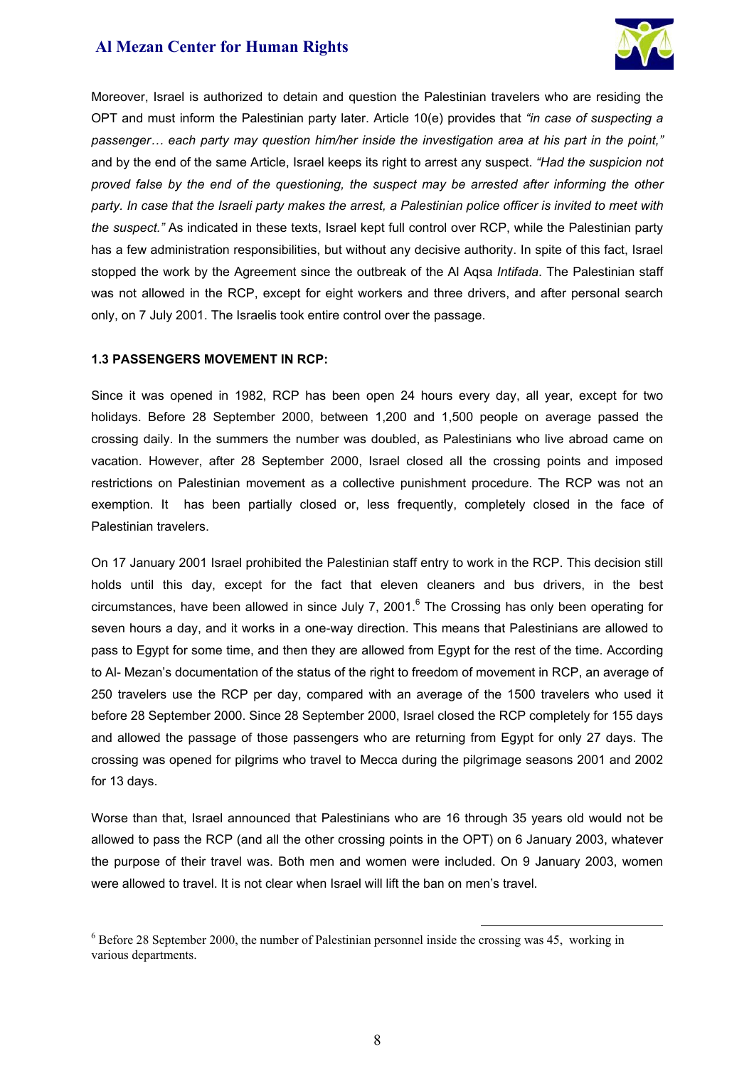Moreover, Israel is authorized to detain and question the Palestinian travelers who are residing the OPT and must inform the Palestinian party later. Article 10(e) provides that *"in case of suspecting a passenger… each party may question him/her inside the investigation area at his part in the point,"* and by the end of the same Article, Israel keeps its right to arrest any suspect. *"Had the suspicion not proved false by the end of the questioning, the suspect may be arrested after informing the other party. In case that the Israeli party makes the arrest, a Palestinian police officer is invited to meet with the suspect."* As indicated in these texts, Israel kept full control over RCP, while the Palestinian party has a few administration responsibilities, but without any decisive authority. In spite of this fact, Israel stopped the work by the Agreement since the outbreak of the Al Aqsa *Intifada*. The Palestinian staff was not allowed in the RCP, except for eight workers and three drivers, and after personal search only, on 7 July 2001. The Israelis took entire control over the passage.

### 1.3 PASSENGERS MOVEMENT IN RCP:

Since it was opened in 1982, RCP has been open 24 hours every day, all year, except for two holidays. Before 28 September 2000, between 1,200 and 1,500 people on average passed the crossing daily. In the summers the number was doubled, as Palestinians who live abroad came on vacation. However, after 28 September 2000, Israel closed all the crossing points and imposed restrictions on Palestinian movement as a collective punishment procedure. The RCP was not an exemption. It has been partially closed or, less frequently, completely closed in the face of Palestinian travelers.

On 17 January 2001 Israel prohibited the Palestinian staff entry to work in the RCP. This decision still holds until this day, except for the fact that eleven cleaners and bus drivers, in the best circumstances, have been allowed in since July 7, 2001.[6] The Crossing has only been operating for seven hours a day, and it works in a one-way direction. This means that Palestinians are allowed to pass to Egypt for some time, and then they are allowed from Egypt for the rest of the time. According to Al- Mezan's documentation of the status of the right to freedom of movement in RCP, an average of 250 travelers use the RCP per day, compared with an average of the 1500 travelers who used it before 28 September 2000. Since 28 September 2000, Israel closed the RCP completely for 155 days and allowed the passage of those passengers who are returning from Egypt for only 27 days. The crossing was opened for pilgrims who travel to Mecca during the pilgrimage seasons 2001 and 2002 for 13 days.

Worse than that, Israel announced that Palestinians who are 16 through 35 years old would not be allowed to pass the RCP (and all the other crossing points in the OPT) on 6 January 2003, whatever the purpose of their travel was. Both men and women were included. On 9 January 2003, women were allowed to travel. It is not clear when Israel will lift the ban on men's travel.

---

[6] Before 28 September 2000, the number of Palestinian personnel inside the crossing was 45, working in various departments.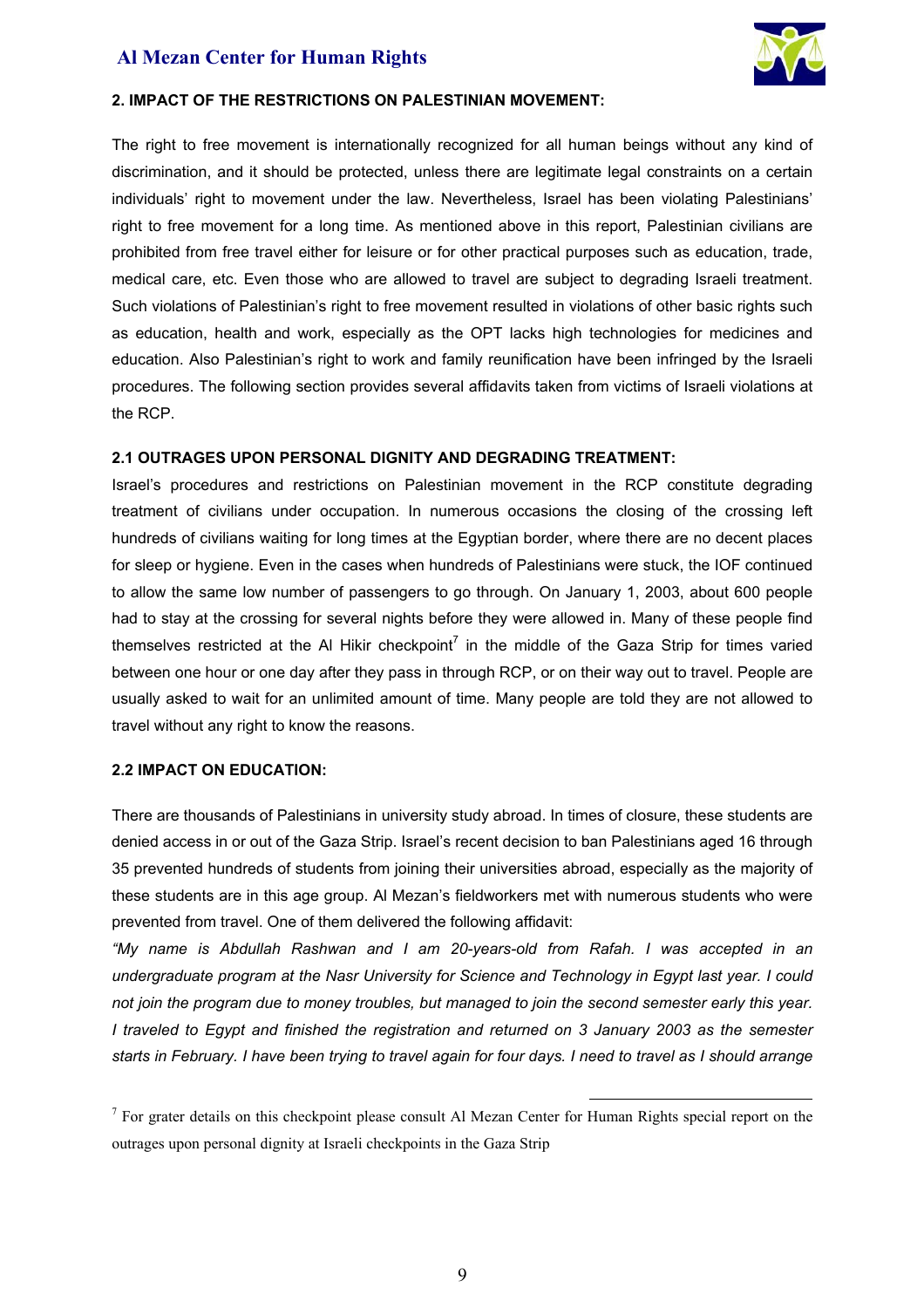## 2. IMPACT OF THE RESTRICTIONS ON PALESTINIAN MOVEMENT:

The right to free movement is internationally recognized for all human beings without any kind of discrimination, and it should be protected, unless there are legitimate legal constraints on a certain individuals' right to movement under the law. Nevertheless, Israel has been violating Palestinians' right to free movement for a long time. As mentioned above in this report, Palestinian civilians are prohibited from free travel either for leisure or for other practical purposes such as education, trade, medical care, etc. Even those who are allowed to travel are subject to degrading Israeli treatment. Such violations of Palestinian's right to free movement resulted in violations of other basic rights such as education, health and work, especially as the OPT lacks high technologies for medicines and education. Also Palestinian's right to work and family reunification have been infringed by the Israeli procedures. The following section provides several affidavits taken from victims of Israeli violations at the RCP.

### 2.1 OUTRAGES UPON PERSONAL DIGNITY AND DEGRADING TREATMENT:

Israel's procedures and restrictions on Palestinian movement in the RCP constitute degrading treatment of civilians under occupation. In numerous occasions the closing of the crossing left hundreds of civilians waiting for long times at the Egyptian border, where there are no decent places for sleep or hygiene. Even in the cases when hundreds of Palestinians were stuck, the IOF continued to allow the same low number of passengers to go through. On January 1, 2003, about 600 people had to stay at the crossing for several nights before they were allowed in. Many of these people find themselves restricted at the Al Hikir checkpoint[7] in the middle of the Gaza Strip for times varied between one hour or one day after they pass in through RCP, or on their way out to travel. People are usually asked to wait for an unlimited amount of time. Many people are told they are not allowed to travel without any right to know the reasons.

### 2.2 IMPACT ON EDUCATION:

There are thousands of Palestinians in university study abroad. In times of closure, these students are denied access in or out of the Gaza Strip. Israel's recent decision to ban Palestinians aged 16 through 35 prevented hundreds of students from joining their universities abroad, especially as the majority of these students are in this age group. Al Mezan's fieldworkers met with numerous students who were prevented from travel. One of them delivered the following affidavit:

*"My name is Abdullah Rashwan and I am 20-years-old from Rafah. I was accepted in an undergraduate program at the Nasr University for Science and Technology in Egypt last year. I could not join the program due to money troubles, but managed to join the second semester early this year. I traveled to Egypt and finished the registration and returned on 3 January 2003 as the semester starts in February. I have been trying to travel again for four days. I need to travel as I should arrange*

---

[7] For grater details on this checkpoint please consult Al Mezan Center for Human Rights special report on the outrages upon personal dignity at Israeli checkpoints in the Gaza Strip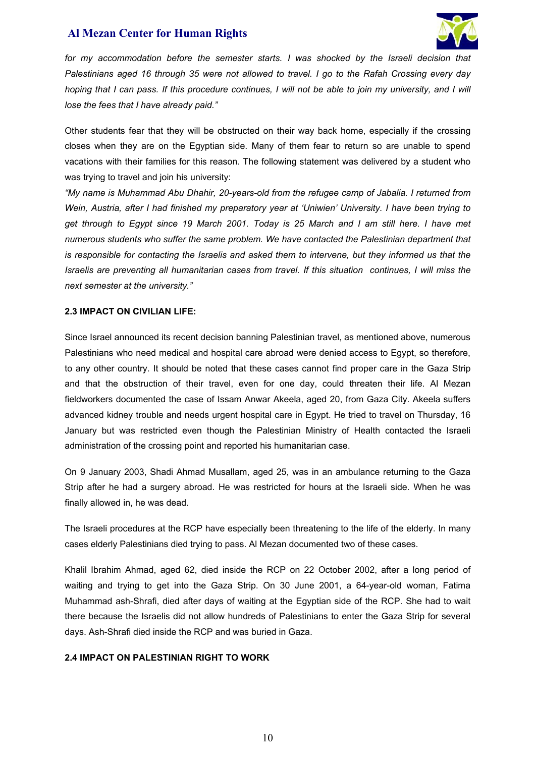*for my accommodation before the semester starts. I was shocked by the Israeli decision that Palestinians aged 16 through 35 were not allowed to travel. I go to the Rafah Crossing every day hoping that I can pass. If this procedure continues, I will not be able to join my university, and I will lose the fees that I have already paid."*

Other students fear that they will be obstructed on their way back home, especially if the crossing closes when they are on the Egyptian side. Many of them fear to return so are unable to spend vacations with their families for this reason. The following statement was delivered by a student who was trying to travel and join his university:

*"My name is Muhammad Abu Dhahir, 20-years-old from the refugee camp of Jabalia. I returned from Wein, Austria, after I had finished my preparatory year at 'Uniwien' University. I have been trying to get through to Egypt since 19 March 2001. Today is 25 March and I am still here. I have met numerous students who suffer the same problem. We have contacted the Palestinian department that is responsible for contacting the Israelis and asked them to intervene, but they informed us that the Israelis are preventing all humanitarian cases from travel. If this situation continues, I will miss the next semester at the university."*

**2.3 IMPACT ON CIVILIAN LIFE:**

Since Israel announced its recent decision banning Palestinian travel, as mentioned above, numerous Palestinians who need medical and hospital care abroad were denied access to Egypt, so therefore, to any other country. It should be noted that these cases cannot find proper care in the Gaza Strip and that the obstruction of their travel, even for one day, could threaten their life. Al Mezan fieldworkers documented the case of Issam Anwar Akeela, aged 20, from Gaza City. Akeela suffers advanced kidney trouble and needs urgent hospital care in Egypt. He tried to travel on Thursday, 16 January but was restricted even though the Palestinian Ministry of Health contacted the Israeli administration of the crossing point and reported his humanitarian case.

On 9 January 2003, Shadi Ahmad Musallam, aged 25, was in an ambulance returning to the Gaza Strip after he had a surgery abroad. He was restricted for hours at the Israeli side. When he was finally allowed in, he was dead.

The Israeli procedures at the RCP have especially been threatening to the life of the elderly. In many cases elderly Palestinians died trying to pass. Al Mezan documented two of these cases.

Khalil Ibrahim Ahmad, aged 62, died inside the RCP on 22 October 2002, after a long period of waiting and trying to get into the Gaza Strip. On 30 June 2001, a 64-year-old woman, Fatima Muhammad ash-Shrafi, died after days of waiting at the Egyptian side of the RCP. She had to wait there because the Israelis did not allow hundreds of Palestinians to enter the Gaza Strip for several days. Ash-Shrafi died inside the RCP and was buried in Gaza.

**2.4 IMPACT ON PALESTINIAN RIGHT TO WORK**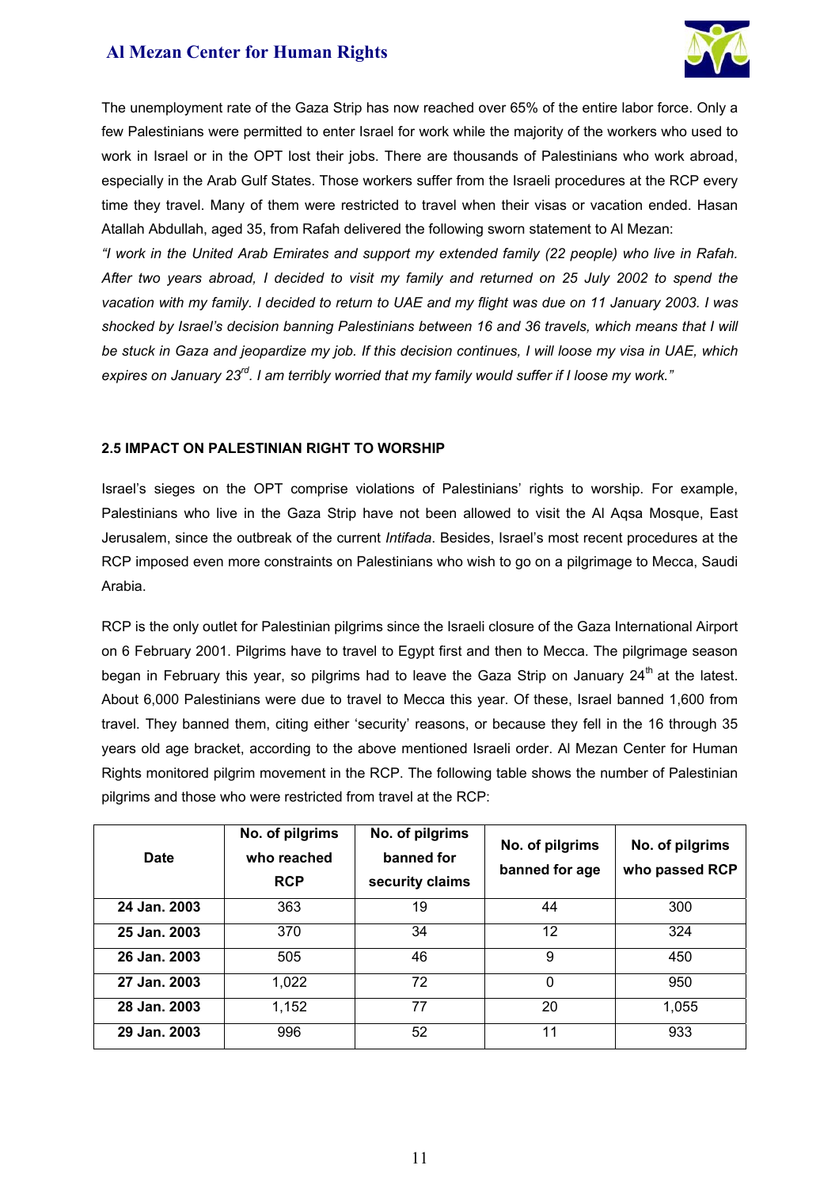The unemployment rate of the Gaza Strip has now reached over 65% of the entire labor force. Only a few Palestinians were permitted to enter Israel for work while the majority of the workers who used to work in Israel or in the OPT lost their jobs. There are thousands of Palestinians who work abroad, especially in the Arab Gulf States. Those workers suffer from the Israeli procedures at the RCP every time they travel. Many of them were restricted to travel when their visas or vacation ended. Hasan Atallah Abdullah, aged 35, from Rafah delivered the following sworn statement to Al Mezan:

*"I work in the United Arab Emirates and support my extended family (22 people) who live in Rafah. After two years abroad, I decided to visit my family and returned on 25 July 2002 to spend the vacation with my family. I decided to return to UAE and my flight was due on 11 January 2003. I was shocked by Israel's decision banning Palestinians between 16 and 36 travels, which means that I will be stuck in Gaza and jeopardize my job. If this decision continues, I will loose my visa in UAE, which expires on January 23rd. I am terribly worried that my family would suffer if I loose my work."*

### 2.5 IMPACT ON PALESTINIAN RIGHT TO WORSHIP

Israel's sieges on the OPT comprise violations of Palestinians' rights to worship. For example, Palestinians who live in the Gaza Strip have not been allowed to visit the Al Aqsa Mosque, East Jerusalem, since the outbreak of the current *Intifada*. Besides, Israel's most recent procedures at the RCP imposed even more constraints on Palestinians who wish to go on a pilgrimage to Mecca, Saudi Arabia.

RCP is the only outlet for Palestinian pilgrims since the Israeli closure of the Gaza International Airport on 6 February 2001. Pilgrims have to travel to Egypt first and then to Mecca. The pilgrimage season began in February this year, so pilgrims had to leave the Gaza Strip on January 24th at the latest. About 6,000 Palestinians were due to travel to Mecca this year. Of these, Israel banned 1,600 from travel. They banned them, citing either 'security' reasons, or because they fell in the 16 through 35 years old age bracket, according to the above mentioned Israeli order. Al Mezan Center for Human Rights monitored pilgrim movement in the RCP. The following table shows the number of Palestinian pilgrims and those who were restricted from travel at the RCP:

| Date | No. of pilgrims who reached RCP | No. of pilgrims banned for security claims | No. of pilgrims banned for age | No. of pilgrims who passed RCP |
|---|---|---|---|---|
| **24 Jan. 2003** | 363 | 19 | 44 | 300 |
| **25 Jan. 2003** | 370 | 34 | 12 | 324 |
| **26 Jan. 2003** | 505 | 46 | 9 | 450 |
| **27 Jan. 2003** | 1,022 | 72 | 0 | 950 |
| **28 Jan. 2003** | 1,152 | 77 | 20 | 1,055 |
| **29 Jan. 2003** | 996 | 52 | 11 | 933 |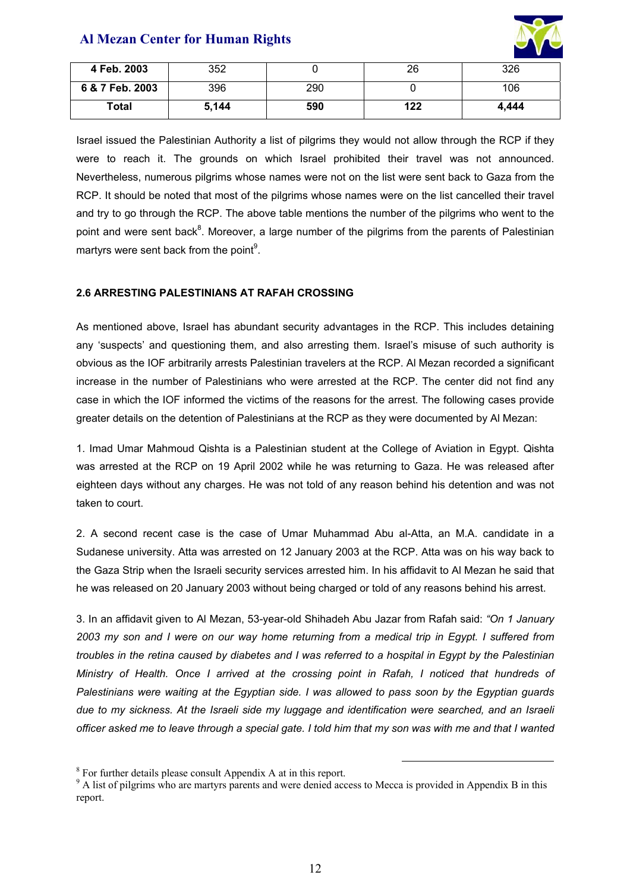| 4 Feb. 2003 | 352 | 0 | 26 | 326 |
|---|---|---|---|---|
| 6 & 7 Feb. 2003 | 396 | 290 | 0 | 106 |
| **Total** | **5,144** | **590** | **122** | **4,444** |

Israel issued the Palestinian Authority a list of pilgrims they would not allow through the RCP if they were to reach it. The grounds on which Israel prohibited their travel was not announced. Nevertheless, numerous pilgrims whose names were not on the list were sent back to Gaza from the RCP. It should be noted that most of the pilgrims whose names were on the list cancelled their travel and try to go through the RCP. The above table mentions the number of the pilgrims who went to the point and were sent back[8]. Moreover, a large number of the pilgrims from the parents of Palestinian martyrs were sent back from the point[9].

### 2.6 ARRESTING PALESTINIANS AT RAFAH CROSSING

As mentioned above, Israel has abundant security advantages in the RCP. This includes detaining any 'suspects' and questioning them, and also arresting them. Israel's misuse of such authority is obvious as the IOF arbitrarily arrests Palestinian travelers at the RCP. Al Mezan recorded a significant increase in the number of Palestinians who were arrested at the RCP. The center did not find any case in which the IOF informed the victims of the reasons for the arrest. The following cases provide greater details on the detention of Palestinians at the RCP as they were documented by Al Mezan:

1. Imad Umar Mahmoud Qishta is a Palestinian student at the College of Aviation in Egypt. Qishta was arrested at the RCP on 19 April 2002 while he was returning to Gaza. He was released after eighteen days without any charges. He was not told of any reason behind his detention and was not taken to court.

2. A second recent case is the case of Umar Muhammad Abu al-Atta, an M.A. candidate in a Sudanese university. Atta was arrested on 12 January 2003 at the RCP. Atta was on his way back to the Gaza Strip when the Israeli security services arrested him. In his affidavit to Al Mezan he said that he was released on 20 January 2003 without being charged or told of any reasons behind his arrest.

3. In an affidavit given to Al Mezan, 53-year-old Shihadeh Abu Jazar from Rafah said: *"On 1 January 2003 my son and I were on our way home returning from a medical trip in Egypt. I suffered from troubles in the retina caused by diabetes and I was referred to a hospital in Egypt by the Palestinian Ministry of Health. Once I arrived at the crossing point in Rafah, I noticed that hundreds of Palestinians were waiting at the Egyptian side. I was allowed to pass soon by the Egyptian guards due to my sickness. At the Israeli side my luggage and identification were searched, and an Israeli officer asked me to leave through a special gate. I told him that my son was with me and that I wanted*

---

[8] For further details please consult Appendix A at in this report.

[9] A list of pilgrims who are martyrs parents and were denied access to Mecca is provided in Appendix B in this report.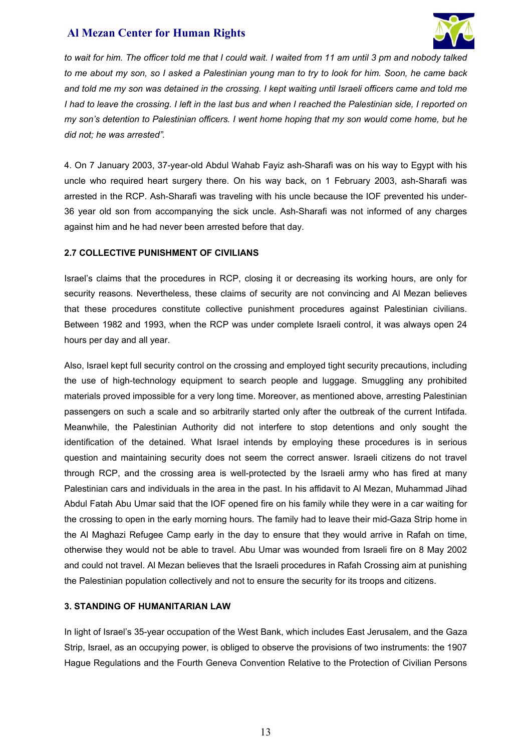*to wait for him. The officer told me that I could wait. I waited from 11 am until 3 pm and nobody talked to me about my son, so I asked a Palestinian young man to try to look for him. Soon, he came back and told me my son was detained in the crossing. I kept waiting until Israeli officers came and told me I had to leave the crossing. I left in the last bus and when I reached the Palestinian side, I reported on my son's detention to Palestinian officers. I went home hoping that my son would come home, but he did not; he was arrested".*

4. On 7 January 2003, 37-year-old Abdul Wahab Fayiz ash-Sharafi was on his way to Egypt with his uncle who required heart surgery there. On his way back, on 1 February 2003, ash-Sharafi was arrested in the RCP. Ash-Sharafi was traveling with his uncle because the IOF prevented his under-36 year old son from accompanying the sick uncle. Ash-Sharafi was not informed of any charges against him and he had never been arrested before that day.

### 2.7 COLLECTIVE PUNISHMENT OF CIVILIANS

Israel's claims that the procedures in RCP, closing it or decreasing its working hours, are only for security reasons. Nevertheless, these claims of security are not convincing and Al Mezan believes that these procedures constitute collective punishment procedures against Palestinian civilians. Between 1982 and 1993, when the RCP was under complete Israeli control, it was always open 24 hours per day and all year.

Also, Israel kept full security control on the crossing and employed tight security precautions, including the use of high-technology equipment to search people and luggage. Smuggling any prohibited materials proved impossible for a very long time. Moreover, as mentioned above, arresting Palestinian passengers on such a scale and so arbitrarily started only after the outbreak of the current Intifada. Meanwhile, the Palestinian Authority did not interfere to stop detentions and only sought the identification of the detained. What Israel intends by employing these procedures is in serious question and maintaining security does not seem the correct answer. Israeli citizens do not travel through RCP, and the crossing area is well-protected by the Israeli army who has fired at many Palestinian cars and individuals in the area in the past. In his affidavit to Al Mezan, Muhammad Jihad Abdul Fatah Abu Umar said that the IOF opened fire on his family while they were in a car waiting for the crossing to open in the early morning hours. The family had to leave their mid-Gaza Strip home in the Al Maghazi Refugee Camp early in the day to ensure that they would arrive in Rafah on time, otherwise they would not be able to travel. Abu Umar was wounded from Israeli fire on 8 May 2002 and could not travel. Al Mezan believes that the Israeli procedures in Rafah Crossing aim at punishing the Palestinian population collectively and not to ensure the security for its troops and citizens.

## 3. STANDING OF HUMANITARIAN LAW

In light of Israel's 35-year occupation of the West Bank, which includes East Jerusalem, and the Gaza Strip, Israel, as an occupying power, is obliged to observe the provisions of two instruments: the 1907 Hague Regulations and the Fourth Geneva Convention Relative to the Protection of Civilian Persons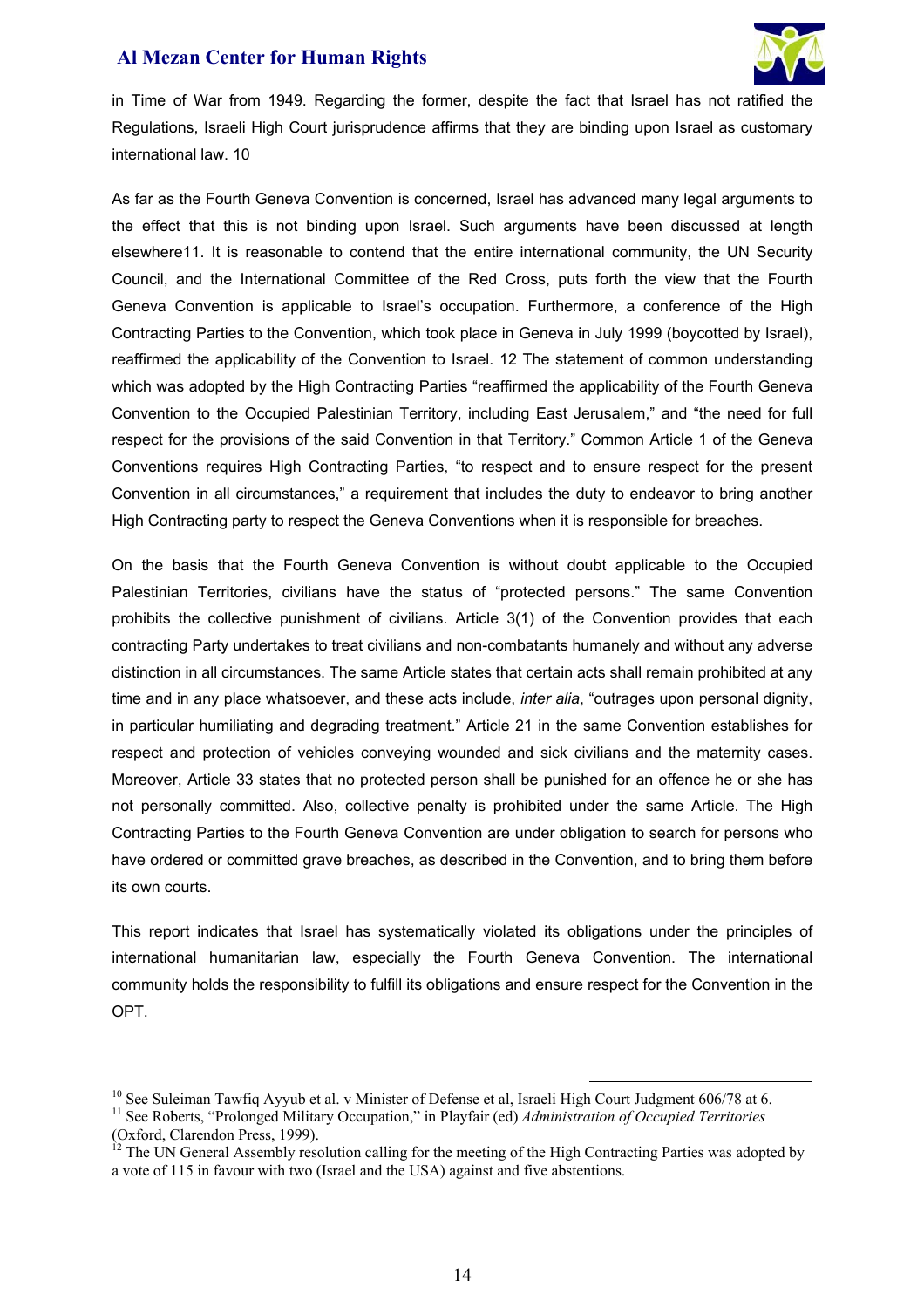in Time of War from 1949. Regarding the former, despite the fact that Israel has not ratified the Regulations, Israeli High Court jurisprudence affirms that they are binding upon Israel as customary international law. 10

As far as the Fourth Geneva Convention is concerned, Israel has advanced many legal arguments to the effect that this is not binding upon Israel. Such arguments have been discussed at length elsewhere11. It is reasonable to contend that the entire international community, the UN Security Council, and the International Committee of the Red Cross, puts forth the view that the Fourth Geneva Convention is applicable to Israel's occupation. Furthermore, a conference of the High Contracting Parties to the Convention, which took place in Geneva in July 1999 (boycotted by Israel), reaffirmed the applicability of the Convention to Israel. 12 The statement of common understanding which was adopted by the High Contracting Parties "reaffirmed the applicability of the Fourth Geneva Convention to the Occupied Palestinian Territory, including East Jerusalem," and "the need for full respect for the provisions of the said Convention in that Territory." Common Article 1 of the Geneva Conventions requires High Contracting Parties, "to respect and to ensure respect for the present Convention in all circumstances," a requirement that includes the duty to endeavor to bring another High Contracting party to respect the Geneva Conventions when it is responsible for breaches.

On the basis that the Fourth Geneva Convention is without doubt applicable to the Occupied Palestinian Territories, civilians have the status of "protected persons." The same Convention prohibits the collective punishment of civilians. Article 3(1) of the Convention provides that each contracting Party undertakes to treat civilians and non-combatants humanely and without any adverse distinction in all circumstances. The same Article states that certain acts shall remain prohibited at any time and in any place whatsoever, and these acts include, *inter alia*, "outrages upon personal dignity, in particular humiliating and degrading treatment." Article 21 in the same Convention establishes for respect and protection of vehicles conveying wounded and sick civilians and the maternity cases. Moreover, Article 33 states that no protected person shall be punished for an offence he or she has not personally committed. Also, collective penalty is prohibited under the same Article. The High Contracting Parties to the Fourth Geneva Convention are under obligation to search for persons who have ordered or committed grave breaches, as described in the Convention, and to bring them before its own courts.

This report indicates that Israel has systematically violated its obligations under the principles of international humanitarian law, especially the Fourth Geneva Convention. The international community holds the responsibility to fulfill its obligations and ensure respect for the Convention in the OPT.

---

[10] See Suleiman Tawfiq Ayyub et al. v Minister of Defense et al, Israeli High Court Judgment 606/78 at 6.

[11] See Roberts, "Prolonged Military Occupation," in Playfair (ed) *Administration of Occupied Territories* (Oxford, Clarendon Press, 1999).

[12] The UN General Assembly resolution calling for the meeting of the High Contracting Parties was adopted by a vote of 115 in favour with two (Israel and the USA) against and five abstentions.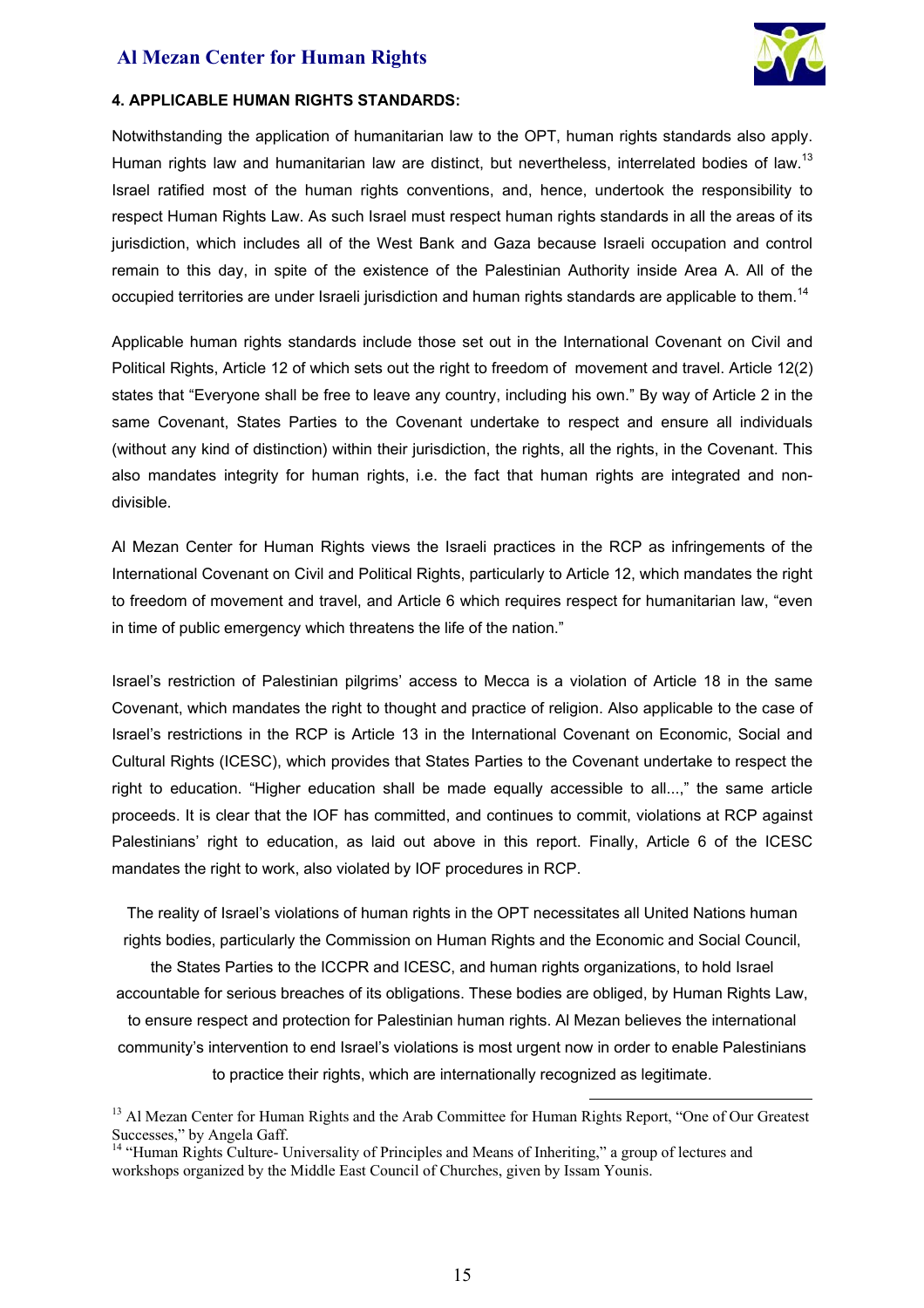#### 4. APPLICABLE HUMAN RIGHTS STANDARDS:

Notwithstanding the application of humanitarian law to the OPT, human rights standards also apply. Human rights law and humanitarian law are distinct, but nevertheless, interrelated bodies of law.[13] Israel ratified most of the human rights conventions, and, hence, undertook the responsibility to respect Human Rights Law. As such Israel must respect human rights standards in all the areas of its jurisdiction, which includes all of the West Bank and Gaza because Israeli occupation and control remain to this day, in spite of the existence of the Palestinian Authority inside Area A. All of the occupied territories are under Israeli jurisdiction and human rights standards are applicable to them.[14]

Applicable human rights standards include those set out in the International Covenant on Civil and Political Rights, Article 12 of which sets out the right to freedom of movement and travel. Article 12(2) states that "Everyone shall be free to leave any country, including his own." By way of Article 2 in the same Covenant, States Parties to the Covenant undertake to respect and ensure all individuals (without any kind of distinction) within their jurisdiction, the rights, all the rights, in the Covenant. This also mandates integrity for human rights, i.e. the fact that human rights are integrated and non-divisible.

Al Mezan Center for Human Rights views the Israeli practices in the RCP as infringements of the International Covenant on Civil and Political Rights, particularly to Article 12, which mandates the right to freedom of movement and travel, and Article 6 which requires respect for humanitarian law, "even in time of public emergency which threatens the life of the nation."

Israel's restriction of Palestinian pilgrims' access to Mecca is a violation of Article 18 in the same Covenant, which mandates the right to thought and practice of religion. Also applicable to the case of Israel's restrictions in the RCP is Article 13 in the International Covenant on Economic, Social and Cultural Rights (ICESC), which provides that States Parties to the Covenant undertake to respect the right to education. "Higher education shall be made equally accessible to all...," the same article proceeds. It is clear that the IOF has committed, and continues to commit, violations at RCP against Palestinians' right to education, as laid out above in this report. Finally, Article 6 of the ICESC mandates the right to work, also violated by IOF procedures in RCP.

The reality of Israel's violations of human rights in the OPT necessitates all United Nations human rights bodies, particularly the Commission on Human Rights and the Economic and Social Council, the States Parties to the ICCPR and ICESC, and human rights organizations, to hold Israel accountable for serious breaches of its obligations. These bodies are obliged, by Human Rights Law, to ensure respect and protection for Palestinian human rights. Al Mezan believes the international community's intervention to end Israel's violations is most urgent now in order to enable Palestinians to practice their rights, which are internationally recognized as legitimate.

---

[13] Al Mezan Center for Human Rights and the Arab Committee for Human Rights Report, "One of Our Greatest Successes," by Angela Gaff.

[14] "Human Rights Culture- Universality of Principles and Means of Inheriting," a group of lectures and workshops organized by the Middle East Council of Churches, given by Issam Younis.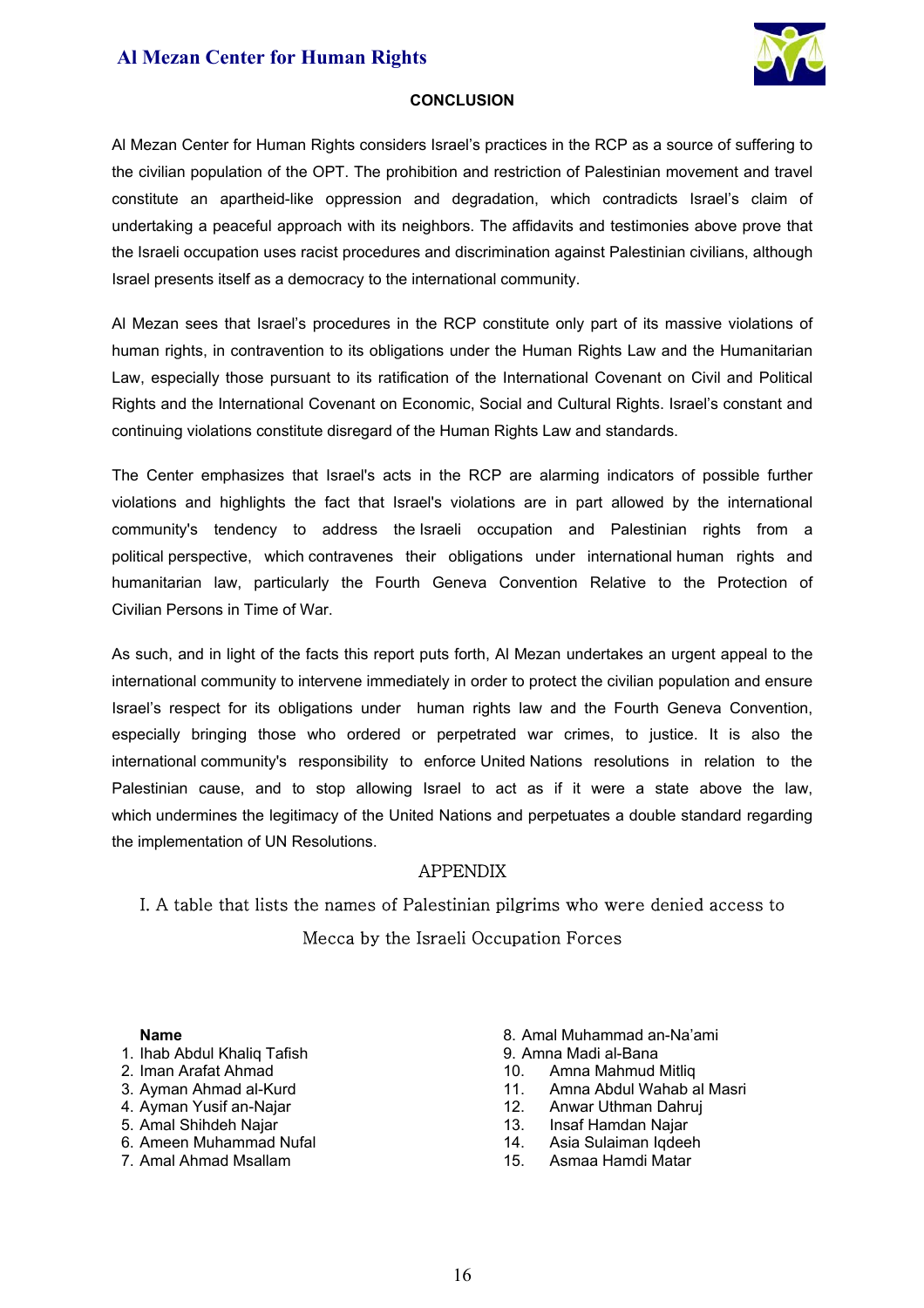## CONCLUSION

Al Mezan Center for Human Rights considers Israel's practices in the RCP as a source of suffering to the civilian population of the OPT. The prohibition and restriction of Palestinian movement and travel constitute an apartheid-like oppression and degradation, which contradicts Israel's claim of undertaking a peaceful approach with its neighbors. The affidavits and testimonies above prove that the Israeli occupation uses racist procedures and discrimination against Palestinian civilians, although Israel presents itself as a democracy to the international community.

Al Mezan sees that Israel's procedures in the RCP constitute only part of its massive violations of human rights, in contravention to its obligations under the Human Rights Law and the Humanitarian Law, especially those pursuant to its ratification of the International Covenant on Civil and Political Rights and the International Covenant on Economic, Social and Cultural Rights. Israel's constant and continuing violations constitute disregard of the Human Rights Law and standards.

The Center emphasizes that Israel's acts in the RCP are alarming indicators of possible further violations and highlights the fact that Israel's violations are in part allowed by the international community's tendency to address the Israeli occupation and Palestinian rights from a political perspective, which contravenes their obligations under international human rights and humanitarian law, particularly the Fourth Geneva Convention Relative to the Protection of Civilian Persons in Time of War.

As such, and in light of the facts this report puts forth, Al Mezan undertakes an urgent appeal to the international community to intervene immediately in order to protect the civilian population and ensure Israel's respect for its obligations under human rights law and the Fourth Geneva Convention, especially bringing those who ordered or perpetrated war crimes, to justice. It is also the international community's responsibility to enforce United Nations resolutions in relation to the Palestinian cause, and to stop allowing Israel to act as if it were a state above the law, which undermines the legitimacy of the United Nations and perpetuates a double standard regarding the implementation of UN Resolutions.

## APPENDIX

### I. A table that lists the names of Palestinian pilgrims who were denied access to Mecca by the Israeli Occupation Forces

**Name**

1. Ihab Abdul Khaliq Tafish
2. Iman Arafat Ahmad
3. Ayman Ahmad al-Kurd
4. Ayman Yusif an-Najar
5. Amal Shihdeh Najar
6. Ameen Muhammad Nufal
7. Amal Ahmad Msallam
8. Amal Muhammad an-Na'ami
9. Amna Madi al-Bana
10. Amna Mahmud Mitliq
11. Amna Abdul Wahab al Masri
12. Anwar Uthman Dahruj
13. Insaf Hamdan Najar
14. Asia Sulaiman Iqdeeh
15. Asmaa Hamdi Matar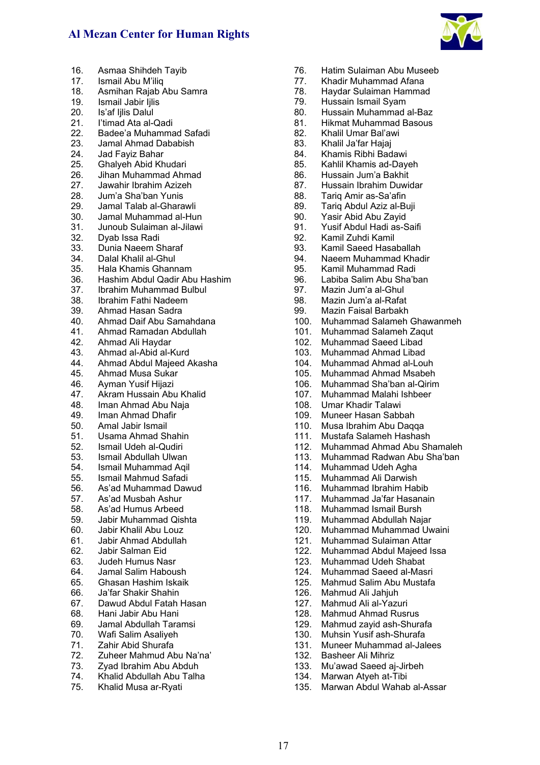16. Asmaa Shihdeh Tayib
17. Ismail Abu M'iliq
18. Asmihan Rajab Abu Samra
19. Ismail Jabir Ijlis
20. Is'af Ijlis Dalul
21. I'timad Ata al-Qadi
22. Badee'a Muhammad Safadi
23. Jamal Ahmad Dababish
24. Jad Fayiz Bahar
25. Ghalyeh Abid Khudari
26. Jihan Muhammad Ahmad
27. Jawahir Ibrahim Azizeh
28. Jum'a Sha'ban Yunis
29. Jamal Talab al-Gharawli
30. Jamal Muhammad al-Hun
31. Junoub Sulaiman al-Jilawi
32. Dyab Issa Radi
33. Dunia Naeem Sharaf
34. Dalal Khalil al-Ghul
35. Hala Khamis Ghannam
36. Hashim Abdul Qadir Abu Hashim
37. Ibrahim Muhammad Bulbul
38. Ibrahim Fathi Nadeem
39. Ahmad Hasan Sadra
40. Ahmad Daif Abu Samahdana
41. Ahmad Ramadan Abdullah
42. Ahmad Ali Haydar
43. Ahmad al-Abid al-Kurd
44. Ahmad Abdul Majeed Akasha
45. Ahmad Musa Sukar
46. Ayman Yusif Hijazi
47. Akram Hussain Abu Khalid
48. Iman Ahmad Abu Naja
49. Iman Ahmad Dhafir
50. Amal Jabir Ismail
51. Usama Ahmad Shahin
52. Ismail Udeh al-Qudiri
53. Ismail Abdullah Ulwan
54. Ismail Muhammad Aqil
55. Ismail Mahmud Safadi
56. As'ad Muhammad Dawud
57. As'ad Musbah Ashur
58. As'ad Humus Arbeed
59. Jabir Muhammad Qishta
60. Jabir Khalil Abu Louz
61. Jabir Ahmad Abdullah
62. Jabir Salman Eid
63. Judeh Humus Nasr
64. Jamal Salim Haboush
65. Ghasan Hashim Iskaik
66. Ja'far Shakir Shahin
67. Dawud Abdul Fatah Hasan
68. Hani Jabir Abu Hani
69. Jamal Abdullah Taramsi
70. Wafi Salim Asaliyeh
71. Zahir Abid Shurafa
72. Zuheer Mahmud Abu Na'na'
73. Zyad Ibrahim Abu Abduh
74. Khalid Abdullah Abu Talha
75. Khalid Musa ar-Ryati
76. Hatim Sulaiman Abu Museeb
77. Khadir Muhammad Afana
78. Haydar Sulaiman Hammad
79. Hussain Ismail Syam
80. Hussain Muhammad al-Baz
81. Hikmat Muhammad Basous
82. Khalil Umar Bal'awi
83. Khalil Ja'far Hajaj
84. Khamis Ribhi Badawi
85. Kahlil Khamis ad-Dayeh
86. Hussain Jum'a Bakhit
87. Hussain Ibrahim Duwidar
88. Tariq Amir as-Sa'afin
89. Tariq Abdul Aziz al-Buji
90. Yasir Abid Abu Zayid
91. Yusif Abdul Hadi as-Saifi
92. Kamil Zuhdi Kamil
93. Kamil Saeed Hasaballah
94. Naeem Muhammad Khadir
95. Kamil Muhammad Radi
96. Labiba Salim Abu Sha'ban
97. Mazin Jum'a al-Ghul
98. Mazin Jum'a al-Rafat
99. Mazin Faisal Barbakh
100. Muhammad Salameh Ghawanmeh
101. Muhammad Salameh Zaqut
102. Muhammad Saeed Libad
103. Muhammad Ahmad Libad
104. Muhammad Ahmad al-Louh
105. Muhammad Ahmad Msabeh
106. Muhammad Sha'ban al-Qirim
107. Muhammad Malahi Ishbeer
108. Umar Khadir Talawi
109. Muneer Hasan Sabbah
110. Musa Ibrahim Abu Daqqa
111. Mustafa Salameh Hashash
112. Muhammad Ahmad Abu Shamaleh
113. Muhammad Radwan Abu Sha'ban
114. Muhammad Udeh Agha
115. Muhammad Ali Darwish
116. Muhammad Ibrahim Habib
117. Muhammad Ja'far Hasanain
118. Muhammad Ismail Bursh
119. Muhammad Abdullah Najar
120. Muhammad Muhammad Uwaini
121. Muhammad Sulaiman Attar
122. Muhammad Abdul Majeed Issa
123. Muhammad Udeh Shabat
124. Muhammad Saeed al-Masri
125. Mahmud Salim Abu Mustafa
126. Mahmud Ali Jahjuh
127. Mahmud Ali al-Yazuri
128. Mahmud Ahmad Rusrus
129. Mahmud zayid ash-Shurafa
130. Muhsin Yusif ash-Shurafa
131. Muneer Muhammad al-Jalees
132. Basheer Ali Mihriz
133. Mu'awad Saeed aj-Jirbeh
134. Marwan Atyeh at-Tibi
135. Marwan Abdul Wahab al-Assar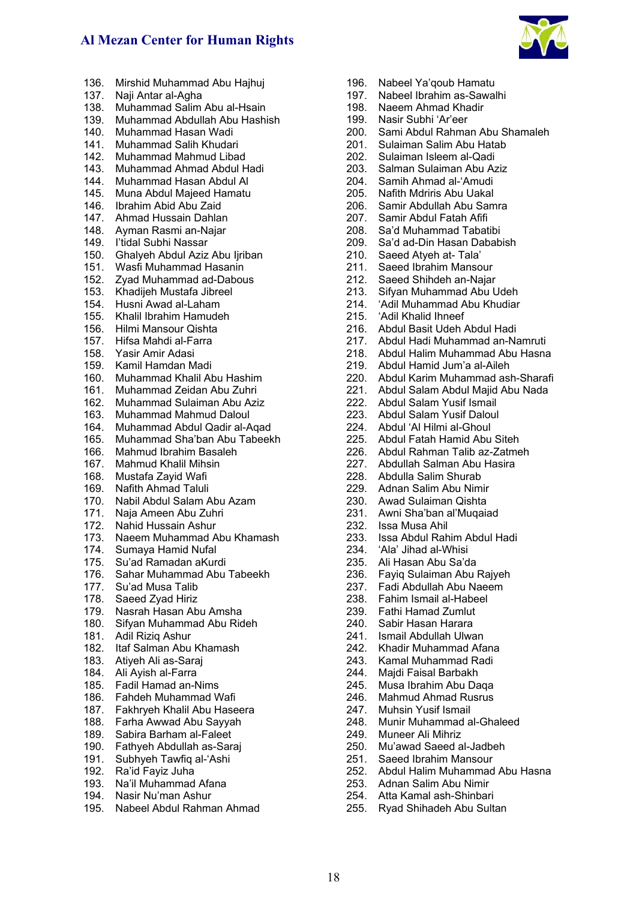136. Mirshid Muhammad Abu Hajhuj
137. Naji Antar al-Agha
138. Muhammad Salim Abu al-Hsain
139. Muhammad Abdullah Abu Hashish
140. Muhammad Hasan Wadi
141. Muhammad Salih Khudari
142. Muhammad Mahmud Libad
143. Muhammad Ahmad Abdul Hadi
144. Muhammad Hasan Abdul Al
145. Muna Abdul Majeed Hamatu
146. Ibrahim Abid Abu Zaid
147. Ahmad Hussain Dahlan
148. Ayman Rasmi an-Najar
149. I'tidal Subhi Nassar
150. Ghalyeh Abdul Aziz Abu Ijriban
151. Wasfi Muhammad Hasanin
152. Zyad Muhammad ad-Dabous
153. Khadijeh Mustafa Jibreel
154. Husni Awad al-Laham
155. Khalil Ibrahim Hamudeh
156. Hilmi Mansour Qishta
157. Hifsa Mahdi al-Farra
158. Yasir Amir Adasi
159. Kamil Hamdan Madi
160. Muhammad Khalil Abu Hashim
161. Muhammad Zeidan Abu Zuhri
162. Muhammad Sulaiman Abu Aziz
163. Muhammad Mahmud Daloul
164. Muhammad Abdul Qadir al-Aqad
165. Muhammad Sha'ban Abu Tabeekh
166. Mahmud Ibrahim Basaleh
167. Mahmud Khalil Mihsin
168. Mustafa Zayid Wafi
169. Nafith Ahmad Taluli
170. Nabil Abdul Salam Abu Azam
171. Naja Ameen Abu Zuhri
172. Nahid Hussain Ashur
173. Naeem Muhammad Abu Khamash
174. Sumaya Hamid Nufal
175. Su'ad Ramadan aKurdi
176. Sahar Muhammad Abu Tabeekh
177. Su'ad Musa Talib
178. Saeed Zyad Hiriz
179. Nasrah Hasan Abu Amsha
180. Sifyan Muhammad Abu Rideh
181. Adil Riziq Ashur
182. Itaf Salman Abu Khamash
183. Atiyeh Ali as-Saraj
184. Ali Ayish al-Farra
185. Fadil Hamad an-Nims
186. Fahdeh Muhammad Wafi
187. Fakhryeh Khalil Abu Haseera
188. Farha Awwad Abu Sayyah
189. Sabira Barham al-Faleet
190. Fathyeh Abdullah as-Saraj
191. Subhyeh Tawfiq al-'Ashi
192. Ra'id Fayiz Juha
193. Na'il Muhammad Afana
194. Nasir Nu'man Ashur
195. Nabeel Abdul Rahman Ahmad
196. Nabeel Ya'qoub Hamatu
197. Nabeel Ibrahim as-Sawalhi
198. Naeem Ahmad Khadir
199. Nasir Subhi 'Ar'eer
200. Sami Abdul Rahman Abu Shamaleh
201. Sulaiman Salim Abu Hatab
202. Sulaiman Isleem al-Qadi
203. Salman Sulaiman Abu Aziz
204. Samih Ahmad al-'Amudi
205. Nafith Mdriris Abu Uakal
206. Samir Abdullah Abu Samra
207. Samir Abdul Fatah Afifi
208. Sa'd Muhammad Tabatibi
209. Sa'd ad-Din Hasan Dababish
210. Saeed Atyeh at- Tala'
211. Saeed Ibrahim Mansour
212. Saeed Shihdeh an-Najar
213. Sifyan Muhammad Abu Udeh
214. 'Adil Muhammad Abu Khudiar
215. 'Adil Khalid Ihneef
216. Abdul Basit Udeh Abdul Hadi
217. Abdul Hadi Muhammad an-Namruti
218. Abdul Halim Muhammad Abu Hasna
219. Abdul Hamid Jum'a al-Aileh
220. Abdul Karim Muhammad ash-Sharafi
221. Abdul Salam Abdul Majid Abu Nada
222. Abdul Salam Yusif Ismail
223. Abdul Salam Yusif Daloul
224. Abdul 'Al Hilmi al-Ghoul
225. Abdul Fatah Hamid Abu Siteh
226. Abdul Rahman Talib az-Zatmeh
227. Abdullah Salman Abu Hasira
228. Abdulla Salim Shurab
229. Adnan Salim Abu Nimir
230. Awad Sulaiman Qishta
231. Awni Sha'ban al'Muqaiad
232. Issa Musa Ahil
233. Issa Abdul Rahim Abdul Hadi
234. 'Ala' Jihad al-Whisi
235. Ali Hasan Abu Sa'da
236. Fayiq Sulaiman Abu Rajyeh
237. Fadi Abdullah Abu Naeem
238. Fahim Ismail al-Habeel
239. Fathi Hamad Zumlut
240. Sabir Hasan Harara
241. Ismail Abdullah Ulwan
242. Khadir Muhammad Afana
243. Kamal Muhammad Radi
244. Majdi Faisal Barbakh
245. Musa Ibrahim Abu Daqa
246. Mahmud Ahmad Rusrus
247. Muhsin Yusif Ismail
248. Munir Muhammad al-Ghaleed
249. Muneer Ali Mihriz
250. Mu'awad Saeed al-Jadbeh
251. Saeed Ibrahim Mansour
252. Abdul Halim Muhammad Abu Hasna
253. Adnan Salim Abu Nimir
254. Atta Kamal ash-Shinbari
255. Ryad Shihadeh Abu Sultan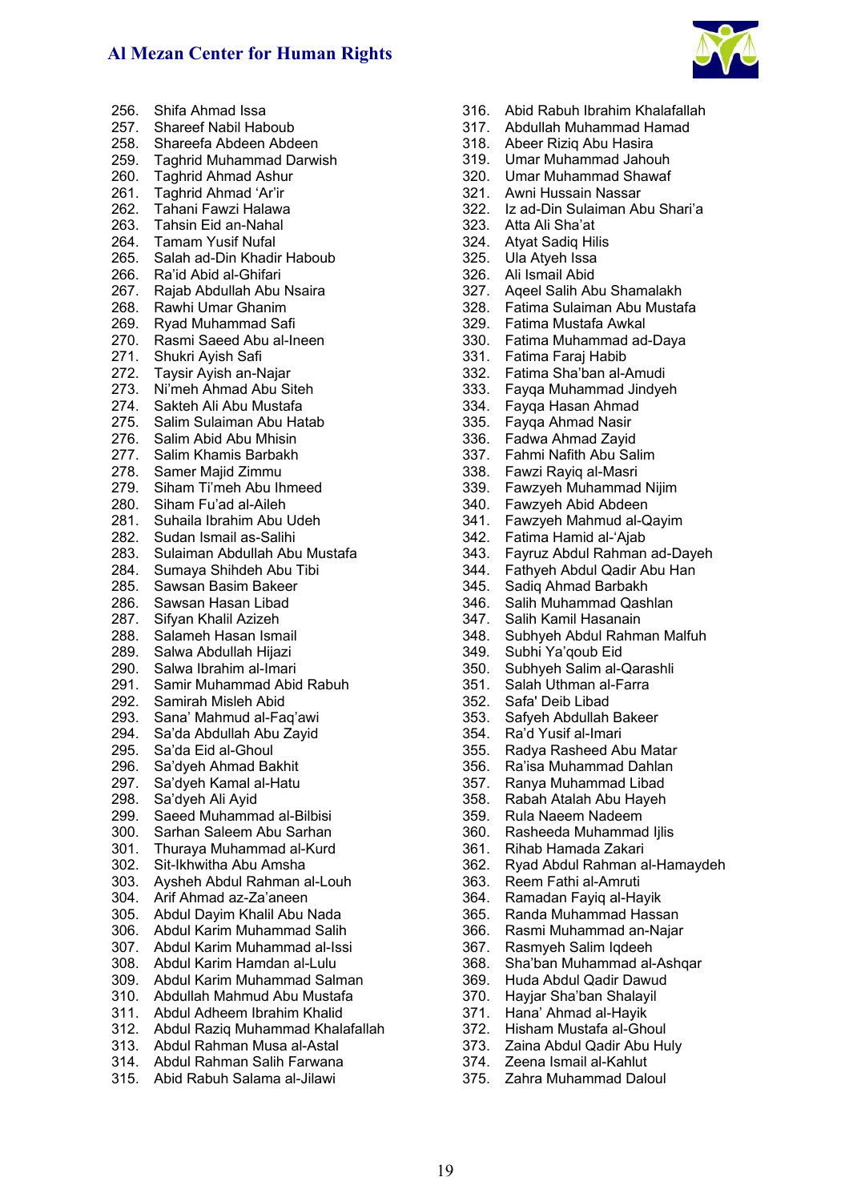256. Shifa Ahmad Issa
257. Shareef Nabil Haboub
258. Shareefa Abdeen Abdeen
259. Taghrid Muhammad Darwish
260. Taghrid Ahmad Ashur
261. Taghrid Ahmad ‘Ar’ir
262. Tahani Fawzi Halawa
263. Tahsin Eid an-Nahal
264. Tamam Yusif Nufal
265. Salah ad-Din Khadir Haboub
266. Ra’id Abid al-Ghifari
267. Rajab Abdullah Abu Nsaira
268. Rawhi Umar Ghanim
269. Ryad Muhammad Safi
270. Rasmi Saeed Abu al-Ineen
271. Shukri Ayish Safi
272. Taysir Ayish an-Najar
273. Ni’meh Ahmad Abu Siteh
274. Sakteh Ali Abu Mustafa
275. Salim Sulaiman Abu Hatab
276. Salim Abid Abu Mhisin
277. Salim Khamis Barbakh
278. Samer Majid Zimmu
279. Siham Ti’meh Abu Ihmeed
280. Siham Fu’ad al-Aileh
281. Suhaila Ibrahim Abu Udeh
282. Sudan Ismail as-Salihi
283. Sulaiman Abdullah Abu Mustafa
284. Sumaya Shihdeh Abu Tibi
285. Sawsan Basim Bakeer
286. Sawsan Hasan Libad
287. Sifyan Khalil Azizeh
288. Salameh Hasan Ismail
289. Salwa Abdullah Hijazi
290. Salwa Ibrahim al-Imari
291. Samir Muhammad Abid Rabuh
292. Samirah Misleh Abid
293. Sana’ Mahmud al-Faq’awi
294. Sa’da Abdullah Abu Zayid
295. Sa’da Eid al-Ghoul
296. Sa’dyeh Ahmad Bakhit
297. Sa’dyeh Kamal al-Hatu
298. Sa’dyeh Ali Ayid
299. Saeed Muhammad al-Bilbisi
300. Sarhan Saleem Abu Sarhan
301. Thuraya Muhammad al-Kurd
302. Sit-Ikhwitha Abu Amsha
303. Aysheh Abdul Rahman al-Louh
304. Arif Ahmad az-Za’aneen
305. Abdul Dayim Khalil Abu Nada
306. Abdul Karim Muhammad Salih
307. Abdul Karim Muhammad al-Issi
308. Abdul Karim Hamdan al-Lulu
309. Abdul Karim Muhammad Salman
310. Abdullah Mahmud Abu Mustafa
311. Abdul Adheem Ibrahim Khalid
312. Abdul Raziq Muhammad Khalafallah
313. Abdul Rahman Musa al-Astal
314. Abdul Rahman Salih Farwana
315. Abid Rabuh Salama al-Jilawi
316. Abid Rabuh Ibrahim Khalafallah
317. Abdullah Muhammad Hamad
318. Abeer Riziq Abu Hasira
319. Umar Muhammad Jahouh
320. Umar Muhammad Shawaf
321. Awni Hussain Nassar
322. Iz ad-Din Sulaiman Abu Shari’a
323. Atta Ali Sha’at
324. Atyat Sadiq Hilis
325. Ula Atyeh Issa
326. Ali Ismail Abid
327. Aqeel Salih Abu Shamalakh
328. Fatima Sulaiman Abu Mustafa
329. Fatima Mustafa Awkal
330. Fatima Muhammad ad-Daya
331. Fatima Faraj Habib
332. Fatima Sha’ban al-Amudi
333. Fayqa Muhammad Jindyeh
334. Fayqa Hasan Ahmad
335. Fayqa Ahmad Nasir
336. Fadwa Ahmad Zayid
337. Fahmi Nafith Abu Salim
338. Fawzi Rayiq al-Masri
339. Fawzyeh Muhammad Nijim
340. Fawzyeh Abid Abdeen
341. Fawzyeh Mahmud al-Qayim
342. Fatima Hamid al-‘Ajab
343. Fayruz Abdul Rahman ad-Dayeh
344. Fathyeh Abdul Qadir Abu Han
345. Sadiq Ahmad Barbakh
346. Salih Muhammad Qashlan
347. Salih Kamil Hasanain
348. Subhyeh Abdul Rahman Malfuh
349. Subhi Ya’qoub Eid
350. Subhyeh Salim al-Qarashli
351. Salah Uthman al-Farra
352. Safa' Deib Libad
353. Safyeh Abdullah Bakeer
354. Ra’d Yusif al-Imari
355. Radya Rasheed Abu Matar
356. Ra’isa Muhammad Dahlan
357. Ranya Muhammad Libad
358. Rabah Atalah Abu Hayeh
359. Rula Naeem Nadeem
360. Rasheeda Muhammad Ijlis
361. Rihab Hamada Zakari
362. Ryad Abdul Rahman al-Hamaydeh
363. Reem Fathi al-Amruti
364. Ramadan Fayiq al-Hayik
365. Randa Muhammad Hassan
366. Rasmi Muhammad an-Najar
367. Rasmyeh Salim Iqdeeh
368. Sha’ban Muhammad al-Ashqar
369. Huda Abdul Qadir Dawud
370. Hayjar Sha’ban Shalayil
371. Hana’ Ahmad al-Hayik
372. Hisham Mustafa al-Ghoul
373. Zaina Abdul Qadir Abu Huly
374. Zeena Ismail al-Kahlut
375. Zahra Muhammad Daloul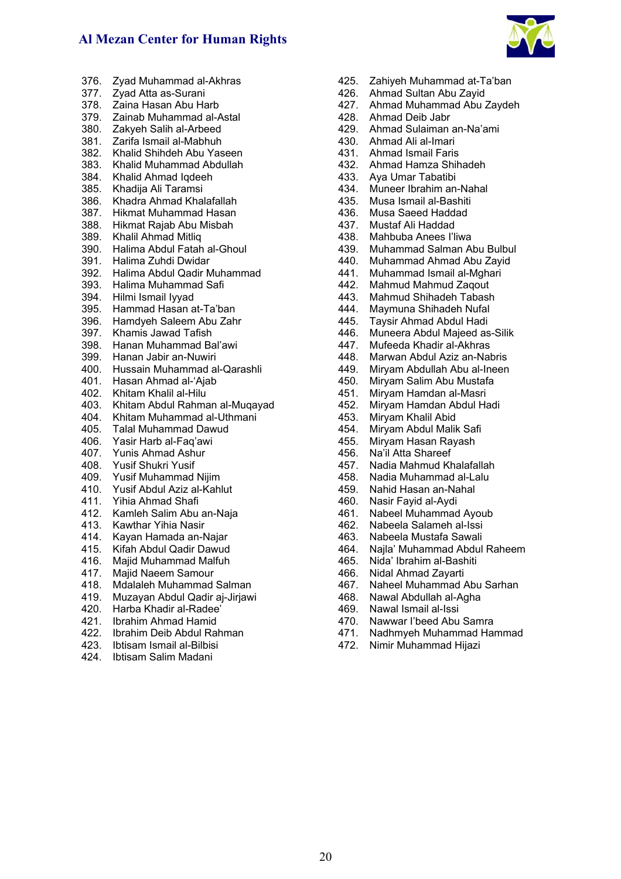376. Zyad Muhammad al-Akhras
377. Zyad Atta as-Surani
378. Zaina Hasan Abu Harb
379. Zainab Muhammad al-Astal
380. Zakyeh Salih al-Arbeed
381. Zarifa Ismail al-Mabhuh
382. Khalid Shihdeh Abu Yaseen
383. Khalid Muhammad Abdullah
384. Khalid Ahmad Iqdeeh
385. Khadija Ali Taramsi
386. Khadra Ahmad Khalafallah
387. Hikmat Muhammad Hasan
388. Hikmat Rajab Abu Misbah
389. Khalil Ahmad Mitliq
390. Halima Abdul Fatah al-Ghoul
391. Halima Zuhdi Dwidar
392. Halima Abdul Qadir Muhammad
393. Halima Muhammad Safi
394. Hilmi Ismail Iyyad
395. Hammad Hasan at-Ta'ban
396. Hamdyeh Saleem Abu Zahr
397. Khamis Jawad Tafish
398. Hanan Muhammad Bal'awi
399. Hanan Jabir an-Nuwiri
400. Hussain Muhammad al-Qarashli
401. Hasan Ahmad al-'Ajab
402. Khitam Khalil al-Hilu
403. Khitam Abdul Rahman al-Muqayad
404. Khitam Muhammad al-Uthmani
405. Talal Muhammad Dawud
406. Yasir Harb al-Faq'awi
407. Yunis Ahmad Ashur
408. Yusif Shukri Yusif
409. Yusif Muhammad Nijim
410. Yusif Abdul Aziz al-Kahlut
411. Yihia Ahmad Shafi
412. Kamleh Salim Abu an-Naja
413. Kawthar Yihia Nasir
414. Kayan Hamada an-Najar
415. Kifah Abdul Qadir Dawud
416. Majid Muhammad Malfuh
417. Majid Naeem Samour
418. Mdalaleh Muhammad Salman
419. Muzayan Abdul Qadir aj-Jirjawi
420. Harba Khadir al-Radee'
421. Ibrahim Ahmad Hamid
422. Ibrahim Deib Abdul Rahman
423. Ibtisam Ismail al-Bilbisi
424. Ibtisam Salim Madani
425. Zahiyeh Muhammad at-Ta'ban
426. Ahmad Sultan Abu Zayid
427. Ahmad Muhammad Abu Zaydeh
428. Ahmad Deib Jabr
429. Ahmad Sulaiman an-Na'ami
430. Ahmad Ali al-Imari
431. Ahmad Ismail Faris
432. Ahmad Hamza Shihadeh
433. Aya Umar Tabatibi
434. Muneer Ibrahim an-Nahal
435. Musa Ismail al-Bashiti
436. Musa Saeed Haddad
437. Mustaf Ali Haddad
438. Mahbuba Anees I'liwa
439. Muhammad Salman Abu Bulbul
440. Muhammad Ahmad Abu Zayid
441. Muhammad Ismail al-Mghari
442. Mahmud Mahmud Zaqout
443. Mahmud Shihadeh Tabash
444. Maymuna Shihadeh Nufal
445. Taysir Ahmad Abdul Hadi
446. Muneera Abdul Majeed as-Silik
447. Mufeeda Khadir al-Akhras
448. Marwan Abdul Aziz an-Nabris
449. Miryam Abdullah Abu al-Ineen
450. Miryam Salim Abu Mustafa
451. Miryam Hamdan al-Masri
452. Miryam Hamdan Abdul Hadi
453. Miryam Khalil Abid
454. Miryam Abdul Malik Safi
455. Miryam Hasan Rayash
456. Na'il Atta Shareef
457. Nadia Mahmud Khalafallah
458. Nadia Muhammad al-Lalu
459. Nahid Hasan an-Nahal
460. Nasir Fayid al-Aydi
461. Nabeel Muhammad Ayoub
462. Nabeela Salameh al-Issi
463. Nabeela Mustafa Sawali
464. Najla' Muhammad Abdul Raheem
465. Nida' Ibrahim al-Bashiti
466. Nidal Ahmad Zayarti
467. Naheel Muhammad Abu Sarhan
468. Nawal Abdullah al-Agha
469. Nawal Ismail al-Issi
470. Nawwar I'beed Abu Samra
471. Nadhmyeh Muhammad Hammad
472. Nimir Muhammad Hijazi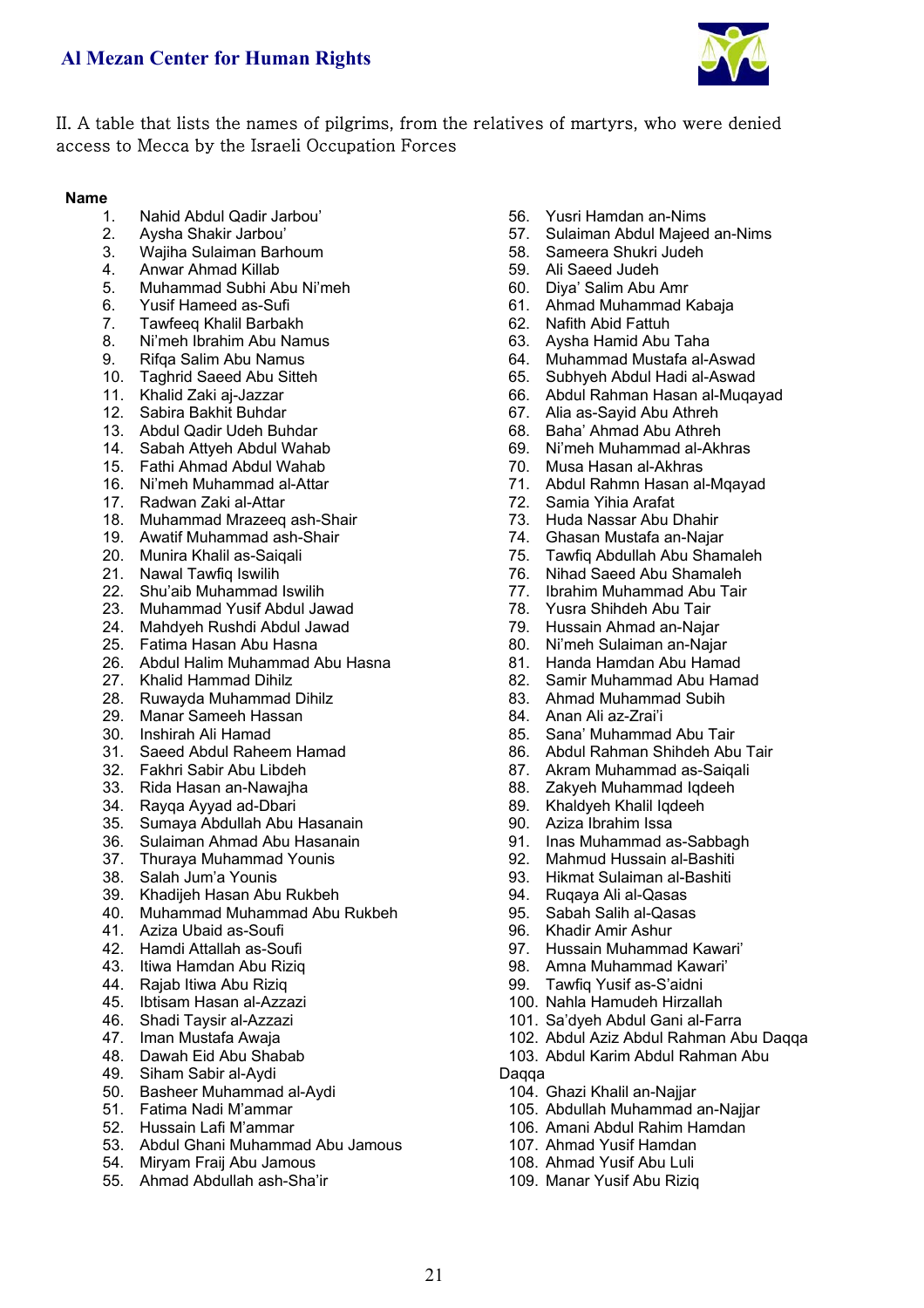II. A table that lists the names of pilgrims, from the relatives of martyrs, who were denied access to Mecca by the Israeli Occupation Forces

**Name**

1. Nahid Abdul Qadir Jarbou'
2. Aysha Shakir Jarbou'
3. Wajiha Sulaiman Barhoum
4. Anwar Ahmad Killab
5. Muhammad Subhi Abu Ni'meh
6. Yusif Hameed as-Sufi
7. Tawfeeq Khalil Barbakh
8. Ni'meh Ibrahim Abu Namus
9. Rifqa Salim Abu Namus
10. Taghrid Saeed Abu Sitteh
11. Khalid Zaki aj-Jazzar
12. Sabira Bakhit Buhdar
13. Abdul Qadir Udeh Buhdar
14. Sabah Attyeh Abdul Wahab
15. Fathi Ahmad Abdul Wahab
16. Ni'meh Muhammad al-Attar
17. Radwan Zaki al-Attar
18. Muhammad Mrazeeq ash-Shair
19. Awatif Muhammad ash-Shair
20. Munira Khalil as-Saiqali
21. Nawal Tawfiq Iswilih
22. Shu'aib Muhammad Iswilih
23. Muhammad Yusif Abdul Jawad
24. Mahdyeh Rushdi Abdul Jawad
25. Fatima Hasan Abu Hasna
26. Abdul Halim Muhammad Abu Hasna
27. Khalid Hammad Dihilz
28. Ruwayda Muhammad Dihilz
29. Manar Sameeh Hassan
30. Inshirah Ali Hamad
31. Saeed Abdul Raheem Hamad
32. Fakhri Sabir Abu Libdeh
33. Rida Hasan an-Nawajha
34. Rayqa Ayyad ad-Dbari
35. Sumaya Abdullah Abu Hasanain
36. Sulaiman Ahmad Abu Hasanain
37. Thuraya Muhammad Younis
38. Salah Jum'a Younis
39. Khadijeh Hasan Abu Rukbeh
40. Muhammad Muhammad Abu Rukbeh
41. Aziza Ubaid as-Soufi
42. Hamdi Attallah as-Soufi
43. Itiwa Hamdan Abu Riziq
44. Rajab Itiwa Abu Riziq
45. Ibtisam Hasan al-Azzazi
46. Shadi Taysir al-Azzazi
47. Iman Mustafa Awaja
48. Dawah Eid Abu Shabab
49. Siham Sabir al-Aydi
50. Basheer Muhammad al-Aydi
51. Fatima Nadi M'ammar
52. Hussain Lafi M'ammar
53. Abdul Ghani Muhammad Abu Jamous
54. Miryam Fraij Abu Jamous
55. Ahmad Abdullah ash-Sha'ir
56. Yusri Hamdan an-Nims
57. Sulaiman Abdul Majeed an-Nims
58. Sameera Shukri Judeh
59. Ali Saeed Judeh
60. Diya' Salim Abu Amr
61. Ahmad Muhammad Kabaja
62. Nafith Abid Fattuh
63. Aysha Hamid Abu Taha
64. Muhammad Mustafa al-Aswad
65. Subhyeh Abdul Hadi al-Aswad
66. Abdul Rahman Hasan al-Muqayad
67. Alia as-Sayid Abu Athreh
68. Baha' Ahmad Abu Athreh
69. Ni'meh Muhammad al-Akhras
70. Musa Hasan al-Akhras
71. Abdul Rahmn Hasan al-Mqayad
72. Samia Yihia Arafat
73. Huda Nassar Abu Dhahir
74. Ghasan Mustafa an-Najar
75. Tawfiq Abdullah Abu Shamaleh
76. Nihad Saeed Abu Shamaleh
77. Ibrahim Muhammad Abu Tair
78. Yusra Shihdeh Abu Tair
79. Hussain Ahmad an-Najar
80. Ni'meh Sulaiman an-Najar
81. Handa Hamdan Abu Hamad
82. Samir Muhammad Abu Hamad
83. Ahmad Muhammad Subih
84. Anan Ali az-Zrai'i
85. Sana' Muhammad Abu Tair
86. Abdul Rahman Shihdeh Abu Tair
87. Akram Muhammad as-Saiqali
88. Zakyeh Muhammad Iqdeeh
89. Khaldyeh Khalil Iqdeeh
90. Aziza Ibrahim Issa
91. Inas Muhammad as-Sabbagh
92. Mahmud Hussain al-Bashiti
93. Hikmat Sulaiman al-Bashiti
94. Ruqaya Ali al-Qasas
95. Sabah Salih al-Qasas
96. Khadir Amir Ashur
97. Hussain Muhammad Kawari'
98. Amna Muhammad Kawari'
99. Tawfiq Yusif as-S'aidni
100. Nahla Hamudeh Hirzallah
101. Sa'dyeh Abdul Gani al-Farra
102. Abdul Aziz Abdul Rahman Abu Daqqa
103. Abdul Karim Abdul Rahman Abu Daqqa
104. Ghazi Khalil an-Najjar
105. Abdullah Muhammad an-Najjar
106. Amani Abdul Rahim Hamdan
107. Ahmad Yusif Hamdan
108. Ahmad Yusif Abu Luli
109. Manar Yusif Abu Riziq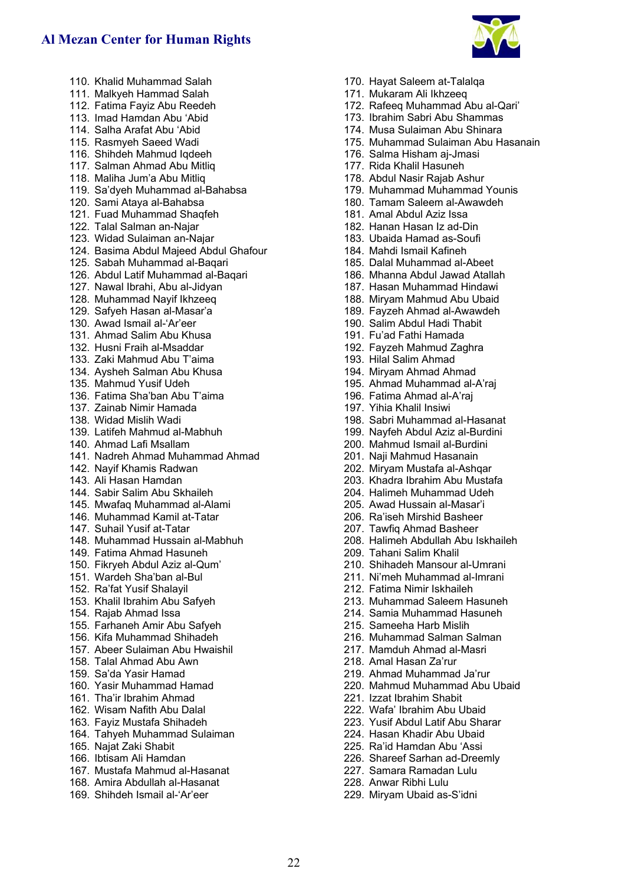110. Khalid Muhammad Salah
111. Malkyeh Hammad Salah
112. Fatima Fayiz Abu Reedeh
113. Imad Hamdan Abu ‘Abid
114. Salha Arafat Abu ‘Abid
115. Rasmyeh Saeed Wadi
116. Shihdeh Mahmud Iqdeeh
117. Salman Ahmad Abu Mitliq
118. Maliha Jum’a Abu Mitliq
119. Sa’dyeh Muhammad al-Bahabsa
120. Sami Ataya al-Bahabsa
121. Fuad Muhammad Shaqfeh
122. Talal Salman an-Najar
123. Widad Sulaiman an-Najar
124. Basima Abdul Majeed Abdul Ghafour
125. Sabah Muhammad al-Baqari
126. Abdul Latif Muhammad al-Baqari
127. Nawal Ibrahi, Abu al-Jidyan
128. Muhammad Nayif Ikhzeeq
129. Safyeh Hasan al-Masar’a
130. Awad Ismail al-‘Ar’eer
131. Ahmad Salim Abu Khusa
132. Husni Fraih al-Msaddar
133. Zaki Mahmud Abu T’aima
134. Aysheh Salman Abu Khusa
135. Mahmud Yusif Udeh
136. Fatima Sha’ban Abu T’aima
137. Zainab Nimir Hamada
138. Widad Mislih Wadi
139. Latifeh Mahmud al-Mabhuh
140. Ahmad Lafi Msallam
141. Nadreh Ahmad Muhammad Ahmad
142. Nayif Khamis Radwan
143. Ali Hasan Hamdan
144. Sabir Salim Abu Skhaileh
145. Mwafaq Muhammad al-Alami
146. Muhammad Kamil at-Tatar
147. Suhail Yusif at-Tatar
148. Muhammad Hussain al-Mabhuh
149. Fatima Ahmad Hasuneh
150. Fikryeh Abdul Aziz al-Qum’
151. Wardeh Sha’ban al-Bul
152. Ra’fat Yusif Shalayil
153. Khalil Ibrahim Abu Safyeh
154. Rajab Ahmad Issa
155. Farhaneh Amir Abu Safyeh
156. Kifa Muhammad Shihadeh
157. Abeer Sulaiman Abu Hwaishil
158. Talal Ahmad Abu Awn
159. Sa’da Yasir Hamad
160. Yasir Muhammad Hamad
161. Tha’ir Ibrahim Ahmad
162. Wisam Nafith Abu Dalal
163. Fayiz Mustafa Shihadeh
164. Tahyeh Muhammad Sulaiman
165. Najat Zaki Shabit
166. Ibtisam Ali Hamdan
167. Mustafa Mahmud al-Hasanat
168. Amira Abdullah al-Hasanat
169. Shihdeh Ismail al-‘Ar’eer
170. Hayat Saleem at-Talalqa
171. Mukaram Ali Ikhzeeq
172. Rafeeq Muhammad Abu al-Qari’
173. Ibrahim Sabri Abu Shammas
174. Musa Sulaiman Abu Shinara
175. Muhammad Sulaiman Abu Hasanain
176. Salma Hisham aj-Jmasi
177. Rida Khalil Hasuneh
178. Abdul Nasir Rajab Ashur
179. Muhammad Muhammad Younis
180. Tamam Saleem al-Awawdeh
181. Amal Abdul Aziz Issa
182. Hanan Hasan Iz ad-Din
183. Ubaida Hamad as-Soufi
184. Mahdi Ismail Kafineh
185. Dalal Muhammad al-Abeet
186. Mhanna Abdul Jawad Atallah
187. Hasan Muhammad Hindawi
188. Miryam Mahmud Abu Ubaid
189. Fayzeh Ahmad al-Awawdeh
190. Salim Abdul Hadi Thabit
191. Fu’ad Fathi Hamada
192. Fayzeh Mahmud Zaghra
193. Hilal Salim Ahmad
194. Miryam Ahmad Ahmad
195. Ahmad Muhammad al-A’raj
196. Fatima Ahmad al-A’raj
197. Yihia Khalil Insiwi
198. Sabri Muhammad al-Hasanat
199. Nayfeh Abdul Aziz al-Burdini
200. Mahmud Ismail al-Burdini
201. Naji Mahmud Hasanain
202. Miryam Mustafa al-Ashqar
203. Khadra Ibrahim Abu Mustafa
204. Halimeh Muhammad Udeh
205. Awad Hussain al-Masar’i
206. Ra’iseh Mirshid Basheer
207. Tawfiq Ahmad Basheer
208. Halimeh Abdullah Abu Iskhaileh
209. Tahani Salim Khalil
210. Shihadeh Mansour al-Umrani
211. Ni’meh Muhammad al-Imrani
212. Fatima Nimir Iskhaileh
213. Muhammad Saleem Hasuneh
214. Samia Muhammad Hasuneh
215. Sameeha Harb Mislih
216. Muhammad Salman Salman
217. Mamduh Ahmad al-Masri
218. Amal Hasan Za’rur
219. Ahmad Muhammad Ja’rur
220. Mahmud Muhammad Abu Ubaid
221. Izzat Ibrahim Shabit
222. Wafa’ Ibrahim Abu Ubaid
223. Yusif Abdul Latif Abu Sharar
224. Hasan Khadir Abu Ubaid
225. Ra’id Hamdan Abu ‘Assi
226. Shareef Sarhan ad-Dreemly
227. Samara Ramadan Lulu
228. Anwar Ribhi Lulu
229. Miryam Ubaid as-S’idni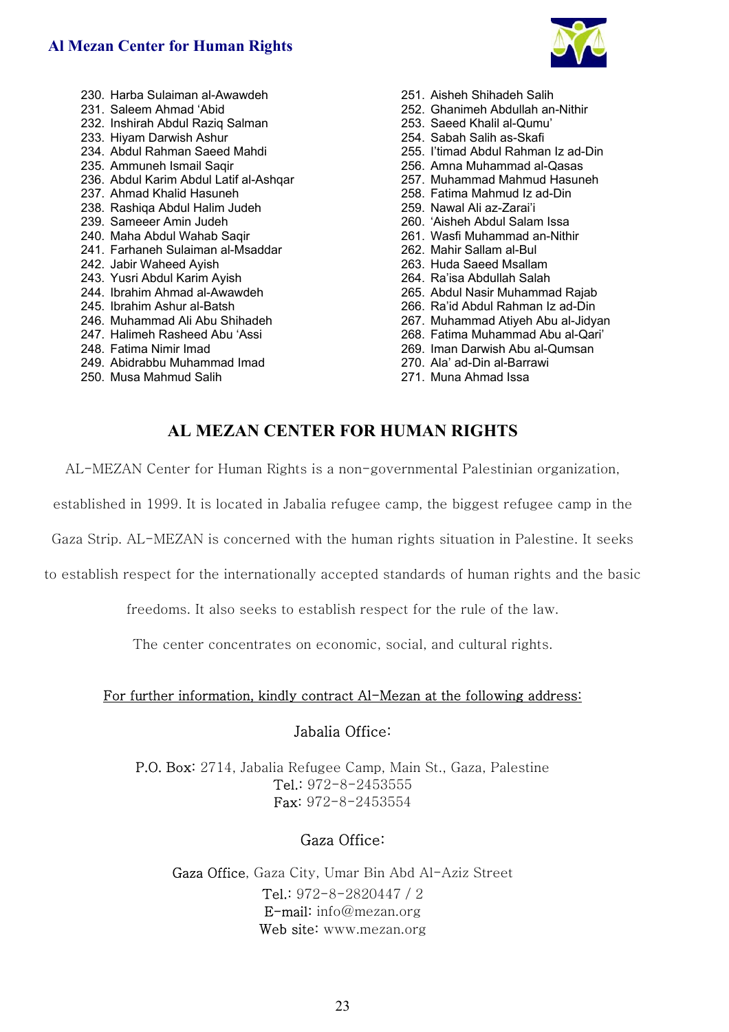230. Harba Sulaiman al-Awawdeh
231. Saleem Ahmad ‘Abid
232. Inshirah Abdul Raziq Salman
233. Hiyam Darwish Ashur
234. Abdul Rahman Saeed Mahdi
235. Ammuneh Ismail Saqir
236. Abdul Karim Abdul Latif al-Ashqar
237. Ahmad Khalid Hasuneh
238. Rashiqa Abdul Halim Judeh
239. Sameeer Amin Judeh
240. Maha Abdul Wahab Saqir
241. Farhaneh Sulaiman al-Msaddar
242. Jabir Waheed Ayish
243. Yusri Abdul Karim Ayish
244. Ibrahim Ahmad al-Awawdeh
245. Ibrahim Ashur al-Batsh
246. Muhammad Ali Abu Shihadeh
247. Halimeh Rasheed Abu ‘Assi
248. Fatima Nimir Imad
249. Abidrabbu Muhammad Imad
250. Musa Mahmud Salih
251. Aisheh Shihadeh Salih
252. Ghanimeh Abdullah an-Nithir
253. Saeed Khalil al-Qumu’
254. Sabah Salih as-Skafi
255. I’timad Abdul Rahman Iz ad-Din
256. Amna Muhammad al-Qasas
257. Muhammad Mahmud Hasuneh
258. Fatima Mahmud Iz ad-Din
259. Nawal Ali az-Zarai’i
260. ‘Aisheh Abdul Salam Issa
261. Wasfi Muhammad an-Nithir
262. Mahir Sallam al-Bul
263. Huda Saeed Msallam
264. Ra’isa Abdullah Salah
265. Abdul Nasir Muhammad Rajab
266. Ra’id Abdul Rahman Iz ad-Din
267. Muhammad Atiyeh Abu al-Jidyan
268. Fatima Muhammad Abu al-Qari’
269. Iman Darwish Abu al-Qumsan
270. Ala’ ad-Din al-Barrawi
271. Muna Ahmad Issa

## AL MEZAN CENTER FOR HUMAN RIGHTS

AL-MEZAN Center for Human Rights is a non-governmental Palestinian organization, established in 1999. It is located in Jabalia refugee camp, the biggest refugee camp in the Gaza Strip. AL-MEZAN is concerned with the human rights situation in Palestine. It seeks to establish respect for the internationally accepted standards of human rights and the basic freedoms. It also seeks to establish respect for the rule of the law.

The center concentrates on economic, social, and cultural rights.

For further information, kindly contract Al-Mezan at the following address:

### Jabalia Office:

P.O. Box: 2714, Jabalia Refugee Camp, Main St., Gaza, Palestine
Tel.: 972-8-2453555
Fax: 972-8-2453554

### Gaza Office:

Gaza Office, Gaza City, Umar Bin Abd Al-Aziz Street
Tel.: 972-8-2820447 / 2
E-mail: info@mezan.org
Web site: www.mezan.org